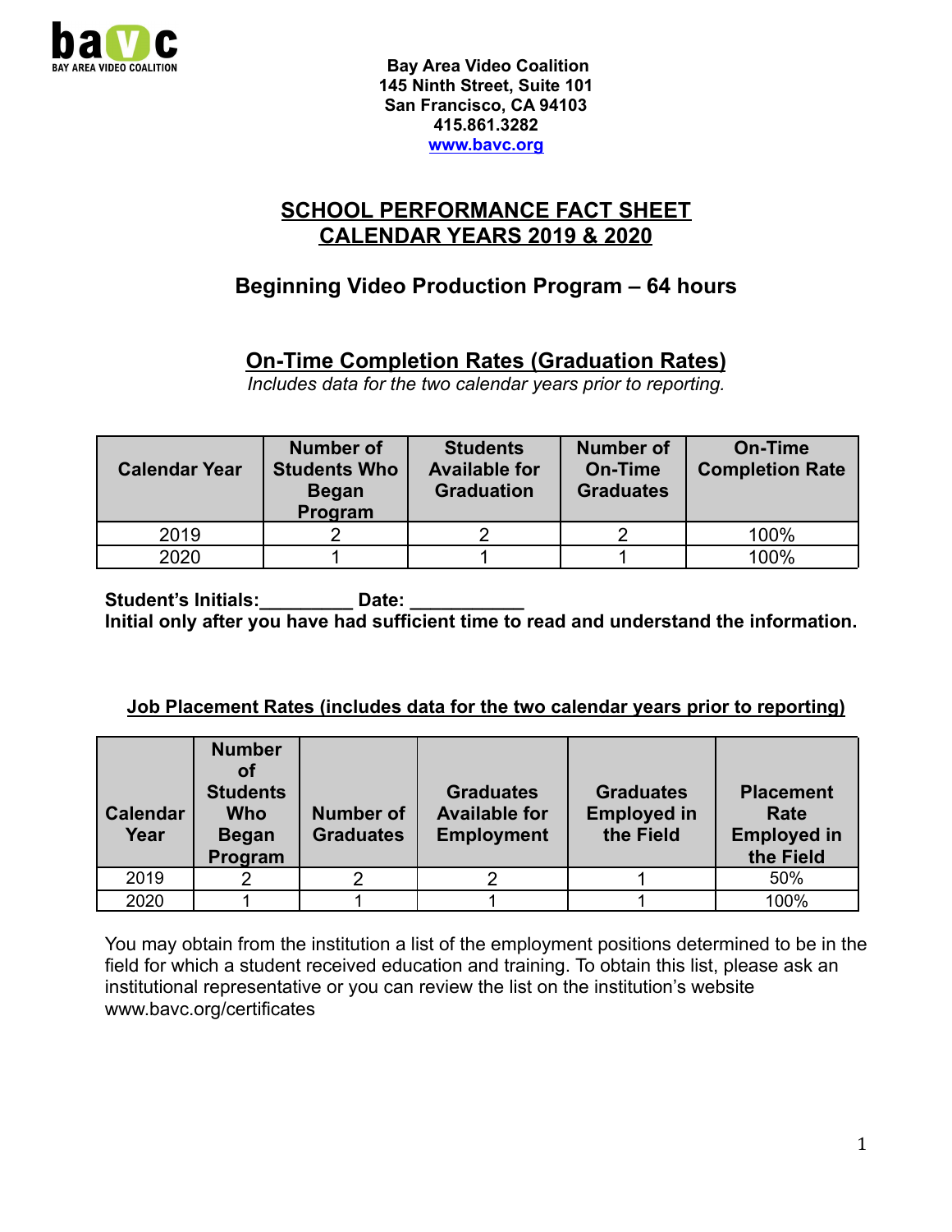**Bay Area Video Coalition**
**145 Ninth Street, Suite 101**
**San Francisco, CA 94103**
**415.861.3282**
**www.bavc.org**

# SCHOOL PERFORMANCE FACT SHEET
# CALENDAR YEARS 2019 & 2020

## Beginning Video Production Program – 64 hours

## On-Time Completion Rates (Graduation Rates)

*Includes data for the two calendar years prior to reporting.*

| Calendar Year | Number of Students Who Began Program | Students Available for Graduation | Number of On-Time Graduates | On-Time Completion Rate |
|---|---|---|---|---|
| 2019 | 2 | 2 | 2 | 100% |
| 2020 | 1 | 1 | 1 | 100% |

**Student's Initials:_________ Date: ___________**
**Initial only after you have had sufficient time to read and understand the information.**

**Job Placement Rates (includes data for the two calendar years prior to reporting)**

| Calendar Year | Number of Students Who Began Program | Number of Graduates | Graduates Available for Employment | Graduates Employed in the Field | Placement Rate Employed in the Field |
|---|---|---|---|---|---|
| 2019 | 2 | 2 | 2 | 1 | 50% |
| 2020 | 1 | 1 | 1 | 1 | 100% |

You may obtain from the institution a list of the employment positions determined to be in the field for which a student received education and training. To obtain this list, please ask an institutional representative or you can review the list on the institution's website www.bavc.org/certificates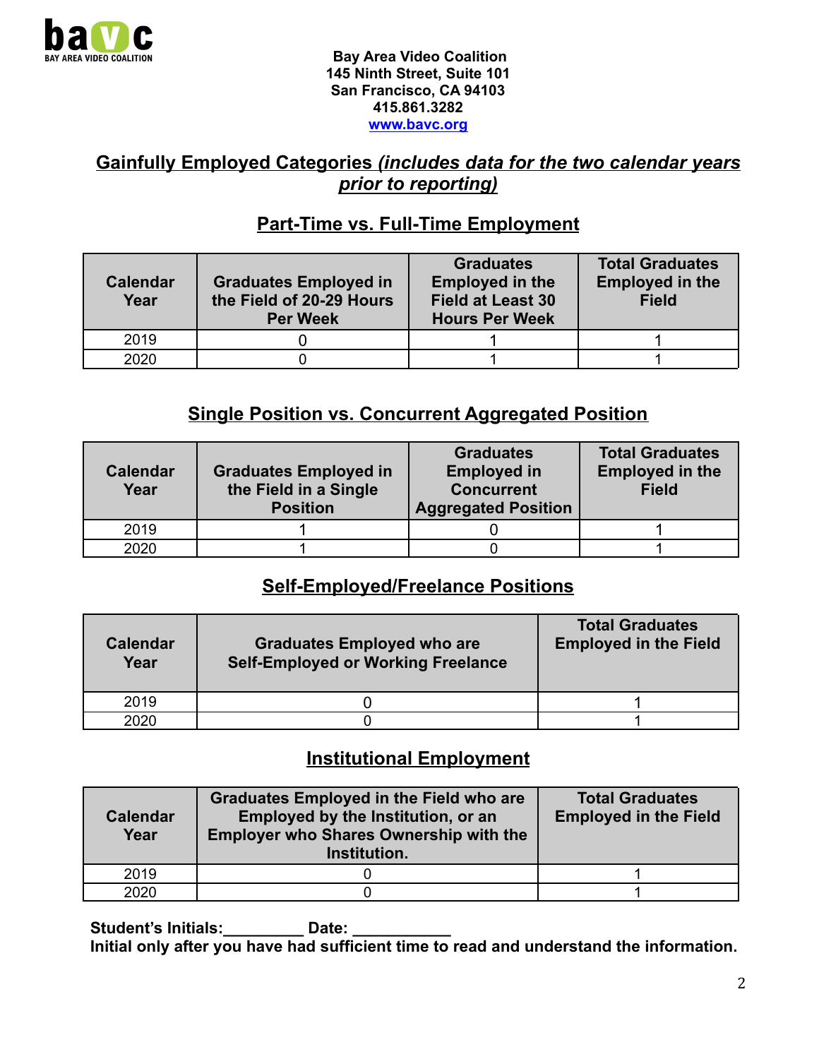bavc
BAY AREA VIDEO COALITION

**Bay Area Video Coalition**
**145 Ninth Street, Suite 101**
**San Francisco, CA 94103**
**415.861.3282**
**www.bavc.org**

## Gainfully Employed Categories *(includes data for the two calendar years prior to reporting)*

### Part-Time vs. Full-Time Employment

| Calendar Year | Graduates Employed in the Field of 20-29 Hours Per Week | Graduates Employed in the Field at Least 30 Hours Per Week | Total Graduates Employed in the Field |
|---|---|---|---|
| 2019 | 0 | 1 | 1 |
| 2020 | 0 | 1 | 1 |

### Single Position vs. Concurrent Aggregated Position

| Calendar Year | Graduates Employed in the Field in a Single Position | Graduates Employed in Concurrent Aggregated Position | Total Graduates Employed in the Field |
|---|---|---|---|
| 2019 | 1 | 0 | 1 |
| 2020 | 1 | 0 | 1 |

### Self-Employed/Freelance Positions

| Calendar Year | Graduates Employed who are Self-Employed or Working Freelance | Total Graduates Employed in the Field |
|---|---|---|
| 2019 | 0 | 1 |
| 2020 | 0 | 1 |

### Institutional Employment

| Calendar Year | Graduates Employed in the Field who are Employed by the Institution, or an Employer who Shares Ownership with the Institution. | Total Graduates Employed in the Field |
|---|---|---|
| 2019 | 0 | 1 |
| 2020 | 0 | 1 |

**Student's Initials:_________ Date: ___________**
**Initial only after you have had sufficient time to read and understand the information.**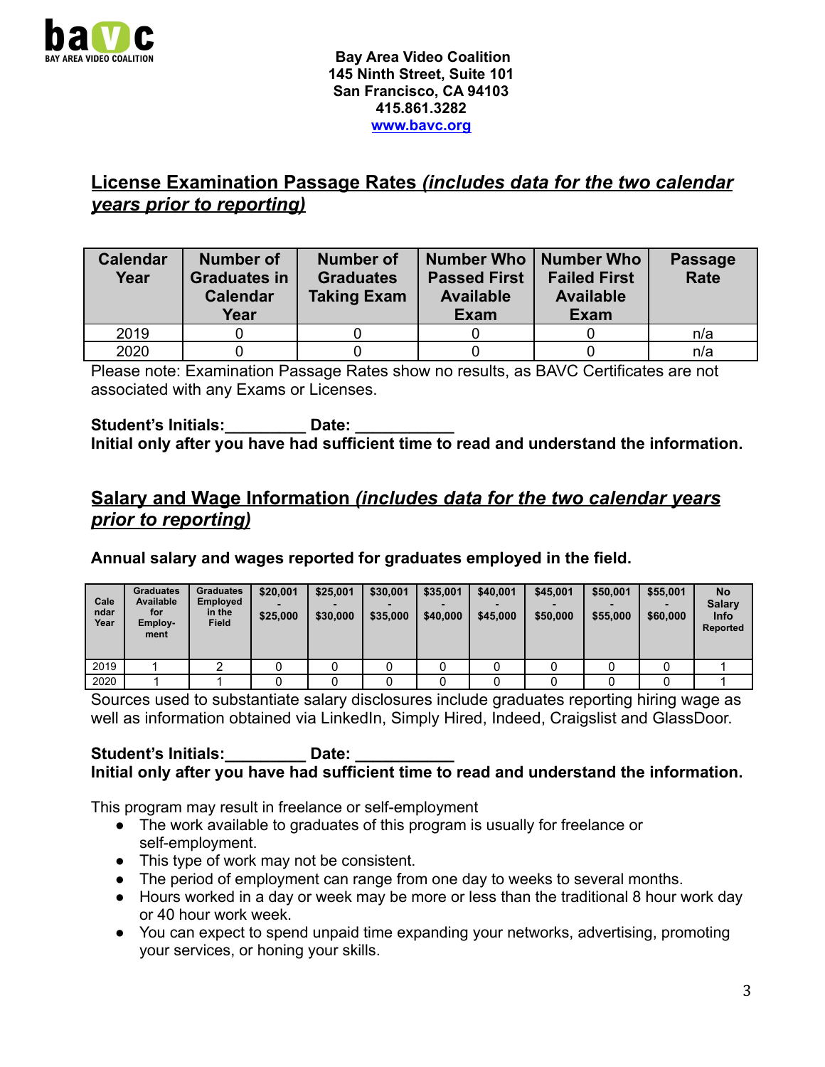Bay Area Video Coalition
145 Ninth Street, Suite 101
San Francisco, CA 94103
415.861.3282
www.bavc.org

## License Examination Passage Rates *(includes data for the two calendar years prior to reporting)*

| Calendar Year | Number of Graduates in Calendar Year | Number of Graduates Taking Exam | Number Who Passed First Available Exam | Number Who Failed First Available Exam | Passage Rate |
|---|---|---|---|---|---|
| 2019 | 0 | 0 | 0 | 0 | n/a |
| 2020 | 0 | 0 | 0 | 0 | n/a |

Please note: Examination Passage Rates show no results, as BAVC Certificates are not associated with any Exams or Licenses.

**Student's Initials:_________ Date: ___________**
**Initial only after you have had sufficient time to read and understand the information.**

## Salary and Wage Information *(includes data for the two calendar years prior to reporting)*

**Annual salary and wages reported for graduates employed in the field.**

| Calendar Year | Graduates Available for Employment | Graduates Employed in the Field | $20,001 - $25,000 | $25,001 - $30,000 | $30,001 - $35,000 | $35,001 - $40,000 | $40,001 - $45,000 | $45,001 - $50,000 | $50,001 - $55,000 | $55,001 - $60,000 | No Salary Info Reported |
|---|---|---|---|---|---|---|---|---|---|---|---|
| 2019 | 1 | 2 | 0 | 0 | 0 | 0 | 0 | 0 | 0 | 0 | 1 |
| 2020 | 1 | 1 | 0 | 0 | 0 | 0 | 0 | 0 | 0 | 0 | 1 |

Sources used to substantiate salary disclosures include graduates reporting hiring wage as well as information obtained via LinkedIn, Simply Hired, Indeed, Craigslist and GlassDoor.

**Student's Initials:_________ Date: ___________**
**Initial only after you have had sufficient time to read and understand the information.**

This program may result in freelance or self-employment

- The work available to graduates of this program is usually for freelance or self-employment.
- This type of work may not be consistent.
- The period of employment can range from one day to weeks to several months.
- Hours worked in a day or week may be more or less than the traditional 8 hour work day or 40 hour work week.
- You can expect to spend unpaid time expanding your networks, advertising, promoting your services, or honing your skills.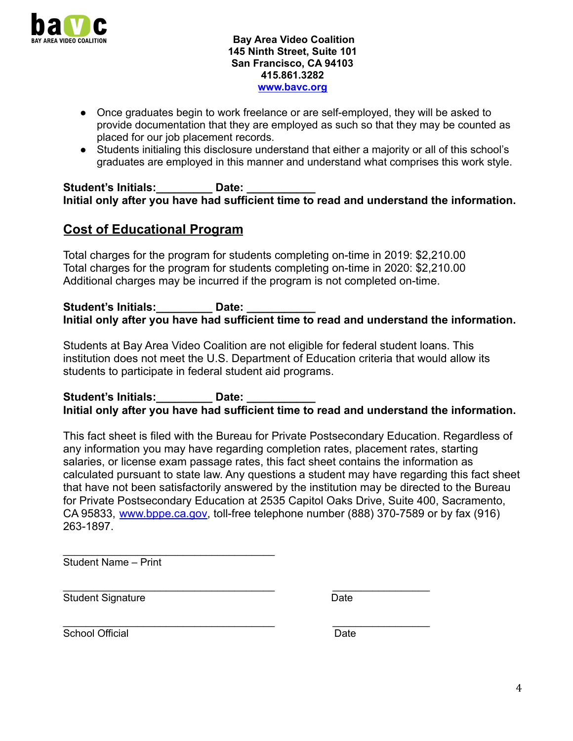Bay Area Video Coalition
145 Ninth Street, Suite 101
San Francisco, CA 94103
415.861.3282
www.bavc.org

- Once graduates begin to work freelance or are self-employed, they will be asked to provide documentation that they are employed as such so that they may be counted as placed for our job placement records.
- Students initialing this disclosure understand that either a majority or all of this school's graduates are employed in this manner and understand what comprises this work style.

**Student's Initials:_________ Date: ___________**
**Initial only after you have had sufficient time to read and understand the information.**

## Cost of Educational Program

Total charges for the program for students completing on-time in 2019: $2,210.00
Total charges for the program for students completing on-time in 2020: $2,210.00
Additional charges may be incurred if the program is not completed on-time.

**Student's Initials:_________ Date: ___________**
**Initial only after you have had sufficient time to read and understand the information.**

Students at Bay Area Video Coalition are not eligible for federal student loans. This institution does not meet the U.S. Department of Education criteria that would allow its students to participate in federal student aid programs.

**Student's Initials:_________ Date: ___________**
**Initial only after you have had sufficient time to read and understand the information.**

This fact sheet is filed with the Bureau for Private Postsecondary Education. Regardless of any information you may have regarding completion rates, placement rates, starting salaries, or license exam passage rates, this fact sheet contains the information as calculated pursuant to state law. Any questions a student may have regarding this fact sheet that have not been satisfactorily answered by the institution may be directed to the Bureau for Private Postsecondary Education at 2535 Capitol Oaks Drive, Suite 400, Sacramento, CA 95833, www.bppe.ca.gov, toll-free telephone number (888) 370-7589 or by fax (916) 263-1897.

___________________________________
Student Name – Print

___________________________________ _________________
Student Signature Date

___________________________________ _________________
School Official Date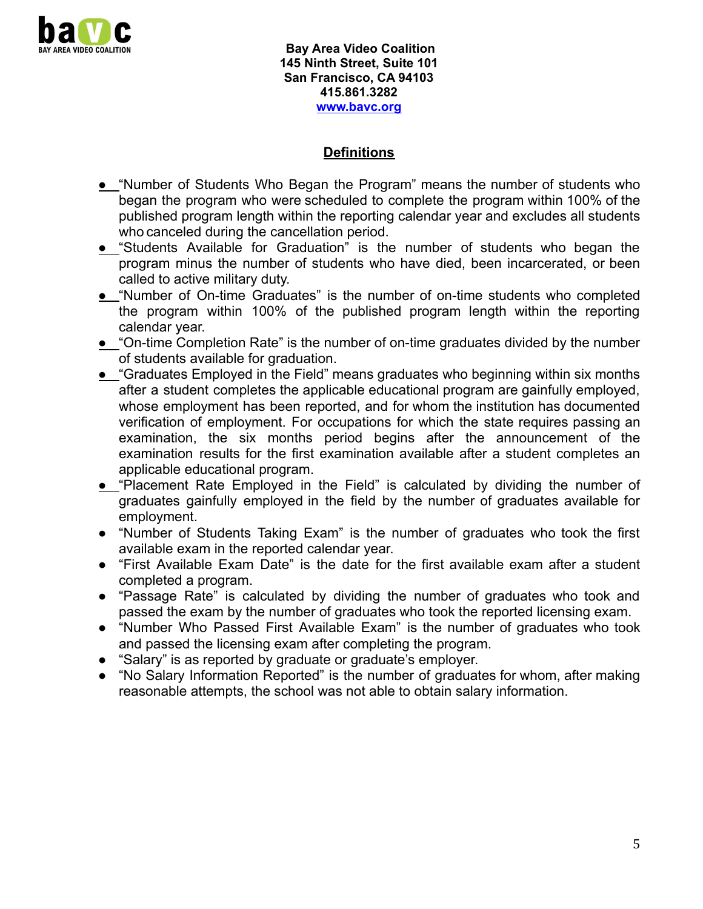Bay Area Video Coalition
145 Ninth Street, Suite 101
San Francisco, CA 94103
415.861.3282
www.bavc.org

## Definitions

- "Number of Students Who Began the Program" means the number of students who began the program who were scheduled to complete the program within 100% of the published program length within the reporting calendar year and excludes all students who canceled during the cancellation period.
- "Students Available for Graduation" is the number of students who began the program minus the number of students who have died, been incarcerated, or been called to active military duty.
- "Number of On-time Graduates" is the number of on-time students who completed the program within 100% of the published program length within the reporting calendar year.
- "On-time Completion Rate" is the number of on-time graduates divided by the number of students available for graduation.
- "Graduates Employed in the Field" means graduates who beginning within six months after a student completes the applicable educational program are gainfully employed, whose employment has been reported, and for whom the institution has documented verification of employment. For occupations for which the state requires passing an examination, the six months period begins after the announcement of the examination results for the first examination available after a student completes an applicable educational program.
- "Placement Rate Employed in the Field" is calculated by dividing the number of graduates gainfully employed in the field by the number of graduates available for employment.
- "Number of Students Taking Exam" is the number of graduates who took the first available exam in the reported calendar year.
- "First Available Exam Date" is the date for the first available exam after a student completed a program.
- "Passage Rate" is calculated by dividing the number of graduates who took and passed the exam by the number of graduates who took the reported licensing exam.
- "Number Who Passed First Available Exam" is the number of graduates who took and passed the licensing exam after completing the program.
- "Salary" is as reported by graduate or graduate's employer.
- "No Salary Information Reported" is the number of graduates for whom, after making reasonable attempts, the school was not able to obtain salary information.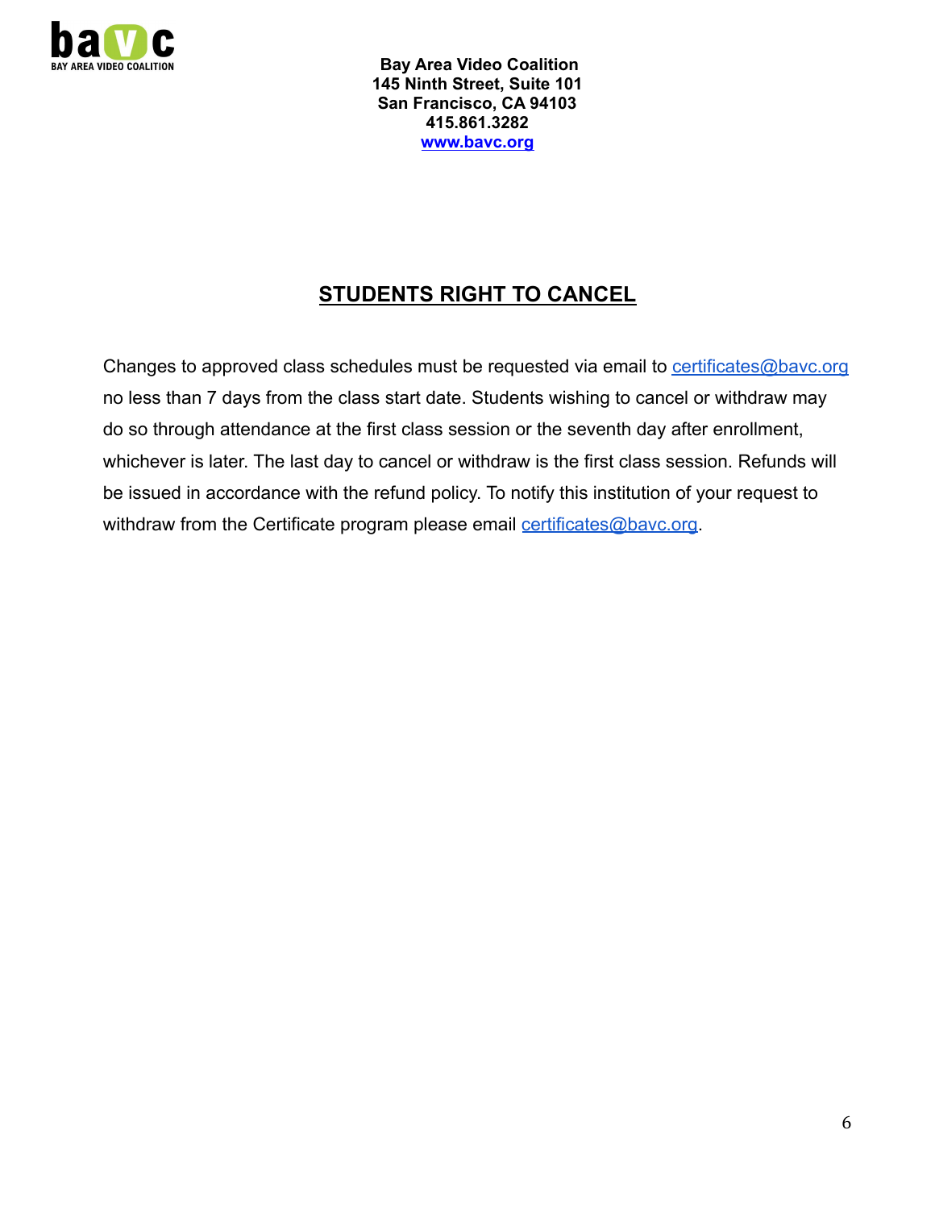**Bay Area Video Coalition**
**145 Ninth Street, Suite 101**
**San Francisco, CA 94103**
**415.861.3282**
**www.bavc.org**

## STUDENTS RIGHT TO CANCEL

Changes to approved class schedules must be requested via email to certificates@bavc.org no less than 7 days from the class start date. Students wishing to cancel or withdraw may do so through attendance at the first class session or the seventh day after enrollment, whichever is later. The last day to cancel or withdraw is the first class session. Refunds will be issued in accordance with the refund policy. To notify this institution of your request to withdraw from the Certificate program please email certificates@bavc.org.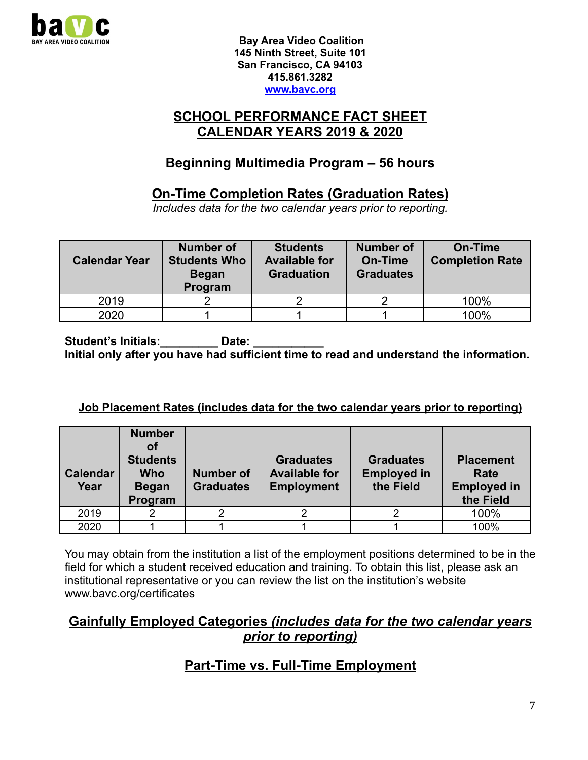Bay Area Video Coalition
145 Ninth Street, Suite 101
San Francisco, CA 94103
415.861.3282
www.bavc.org

## SCHOOL PERFORMANCE FACT SHEET
## CALENDAR YEARS 2019 & 2020

### Beginning Multimedia Program – 56 hours

### On-Time Completion Rates (Graduation Rates)

*Includes data for the two calendar years prior to reporting.*

| Calendar Year | Number of Students Who Began Program | Students Available for Graduation | Number of On-Time Graduates | On-Time Completion Rate |
|---|---|---|---|---|
| 2019 | 2 | 2 | 2 | 100% |
| 2020 | 1 | 1 | 1 | 100% |

**Student's Initials:_________ Date: ___________**
**Initial only after you have had sufficient time to read and understand the information.**

**Job Placement Rates (includes data for the two calendar years prior to reporting)**

| Calendar Year | Number of Students Who Began Program | Number of Graduates | Graduates Available for Employment | Graduates Employed in the Field | Placement Rate Employed in the Field |
|---|---|---|---|---|---|
| 2019 | 2 | 2 | 2 | 2 | 100% |
| 2020 | 1 | 1 | 1 | 1 | 100% |

You may obtain from the institution a list of the employment positions determined to be in the field for which a student received education and training. To obtain this list, please ask an institutional representative or you can review the list on the institution's website www.bavc.org/certificates

### Gainfully Employed Categories *(includes data for the two calendar years prior to reporting)*

### Part-Time vs. Full-Time Employment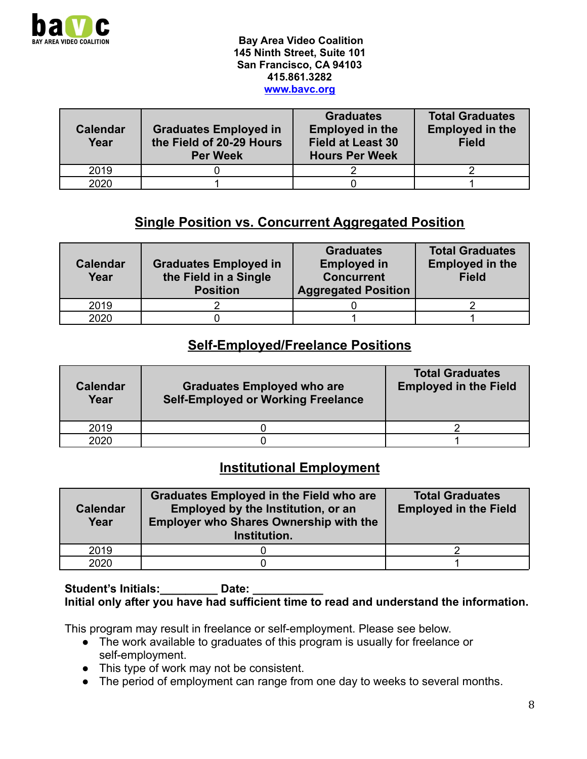Bay Area Video Coalition
145 Ninth Street, Suite 101
San Francisco, CA 94103
415.861.3282
www.bavc.org

| Calendar Year | Graduates Employed in the Field of 20-29 Hours Per Week | Graduates Employed in the Field at Least 30 Hours Per Week | Total Graduates Employed in the Field |
|---|---|---|---|
| 2019 | 0 | 2 | 2 |
| 2020 | 1 | 0 | 1 |

## Single Position vs. Concurrent Aggregated Position

| Calendar Year | Graduates Employed in the Field in a Single Position | Graduates Employed in Concurrent Aggregated Position | Total Graduates Employed in the Field |
|---|---|---|---|
| 2019 | 2 | 0 | 2 |
| 2020 | 0 | 1 | 1 |

## Self-Employed/Freelance Positions

| Calendar Year | Graduates Employed who are Self-Employed or Working Freelance | Total Graduates Employed in the Field |
|---|---|---|
| 2019 | 0 | 2 |
| 2020 | 0 | 1 |

## Institutional Employment

| Calendar Year | Graduates Employed in the Field who are Employed by the Institution, or an Employer who Shares Ownership with the Institution. | Total Graduates Employed in the Field |
|---|---|---|
| 2019 | 0 | 2 |
| 2020 | 0 | 1 |

**Student's Initials:_________ Date: ___________**
**Initial only after you have had sufficient time to read and understand the information.**

This program may result in freelance or self-employment. Please see below.

- The work available to graduates of this program is usually for freelance or self-employment.
- This type of work may not be consistent.
- The period of employment can range from one day to weeks to several months.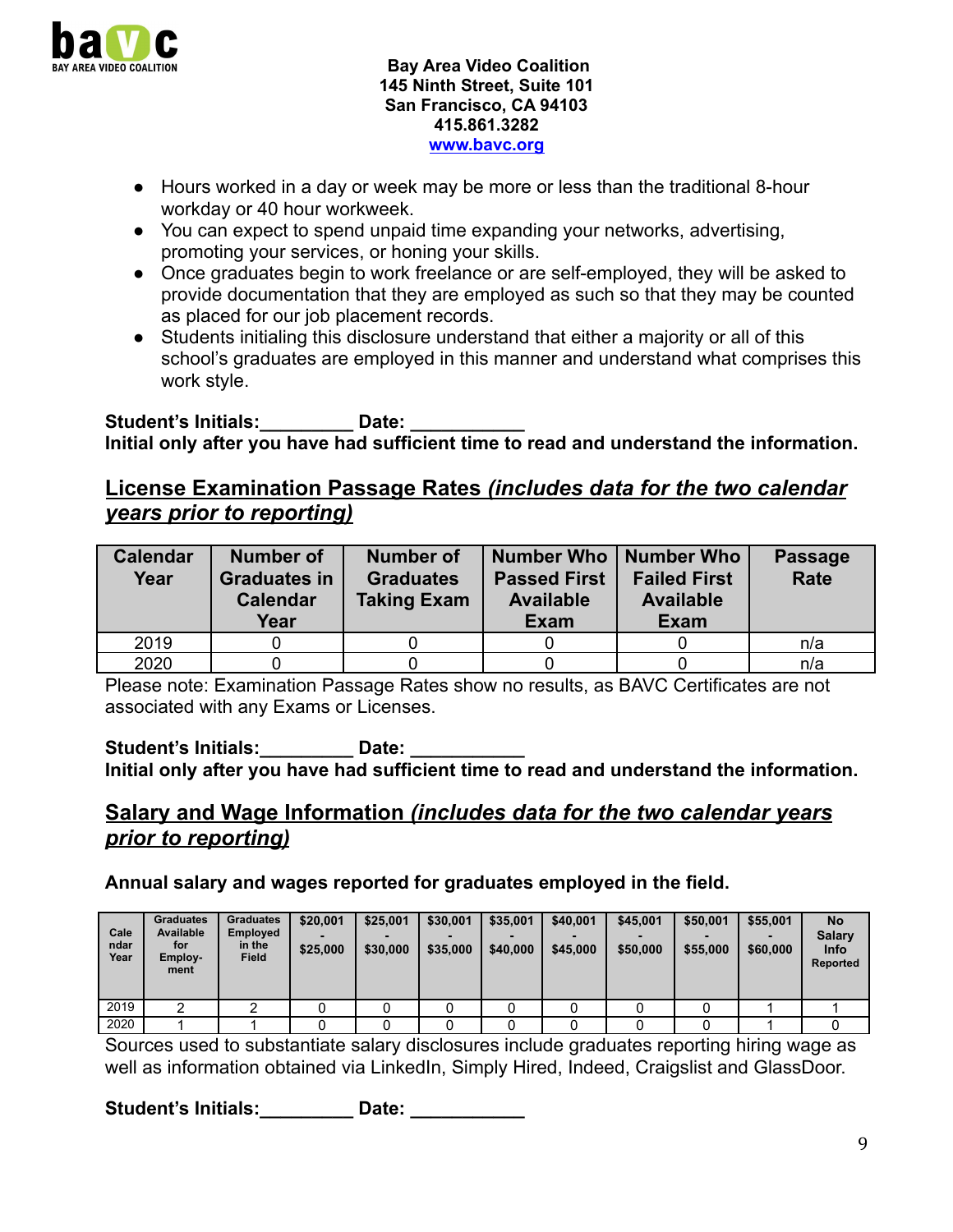- Hours worked in a day or week may be more or less than the traditional 8-hour workday or 40 hour workweek.
- You can expect to spend unpaid time expanding your networks, advertising, promoting your services, or honing your skills.
- Once graduates begin to work freelance or are self-employed, they will be asked to provide documentation that they are employed as such so that they may be counted as placed for our job placement records.
- Students initialing this disclosure understand that either a majority or all of this school's graduates are employed in this manner and understand what comprises this work style.

**Student's Initials:_________ Date: ___________**
**Initial only after you have had sufficient time to read and understand the information.**

## <u>License Examination Passage Rates *(includes data for the two calendar years prior to reporting)*</u>

| Calendar Year | Number of Graduates in Calendar Year | Number of Graduates Taking Exam | Number Who Passed First Available Exam | Number Who Failed First Available Exam | Passage Rate |
|---|---|---|---|---|---|
| 2019 | 0 | 0 | 0 | 0 | n/a |
| 2020 | 0 | 0 | 0 | 0 | n/a |

Please note: Examination Passage Rates show no results, as BAVC Certificates are not associated with any Exams or Licenses.

**Student's Initials:_________ Date: ___________**
**Initial only after you have had sufficient time to read and understand the information.**

## <u>Salary and Wage Information *(includes data for the two calendar years prior to reporting)*</u>

**Annual salary and wages reported for graduates employed in the field.**

| Calendar Year | Graduates Available for Employment | Graduates Employed in the Field | $20,001 - $25,000 | $25,001 - $30,000 | $30,001 - $35,000 | $35,001 - $40,000 | $40,001 - $45,000 | $45,001 - $50,000 | $50,001 - $55,000 | $55,001 - $60,000 | No Salary Info Reported |
|---|---|---|---|---|---|---|---|---|---|---|---|
| 2019 | 2 | 2 | 0 | 0 | 0 | 0 | 0 | 0 | 0 | 1 | 1 |
| 2020 | 1 | 1 | 0 | 0 | 0 | 0 | 0 | 0 | 0 | 1 | 0 |

Sources used to substantiate salary disclosures include graduates reporting hiring wage as well as information obtained via LinkedIn, Simply Hired, Indeed, Craigslist and GlassDoor.

**Student's Initials:_________ Date: ___________**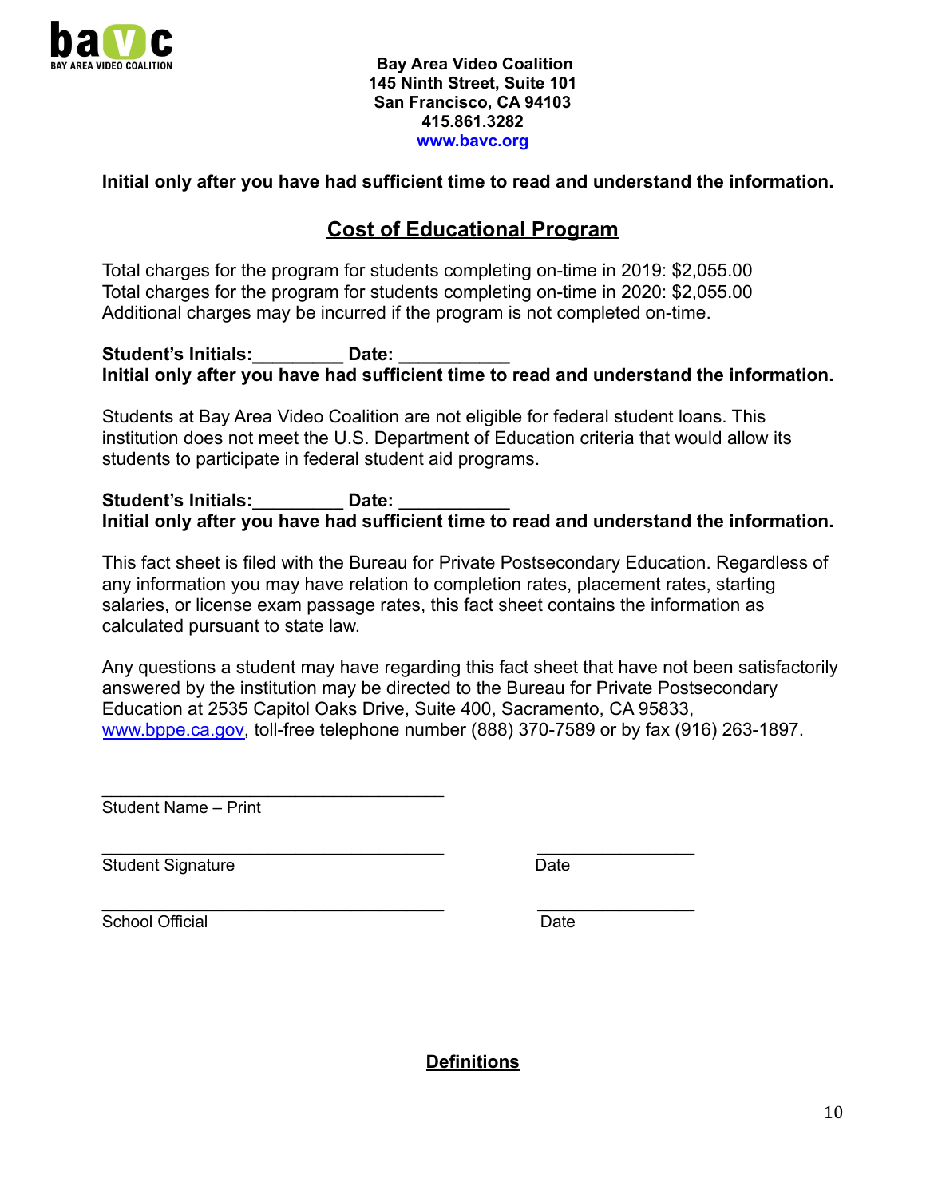**Bay Area Video Coalition**
**145 Ninth Street, Suite 101**
**San Francisco, CA 94103**
**415.861.3282**
**www.bavc.org**

**Initial only after you have had sufficient time to read and understand the information.**

## Cost of Educational Program

Total charges for the program for students completing on-time in 2019: $2,055.00
Total charges for the program for students completing on-time in 2020: $2,055.00
Additional charges may be incurred if the program is not completed on-time.

**Student's Initials:_________ Date: ___________**
**Initial only after you have had sufficient time to read and understand the information.**

Students at Bay Area Video Coalition are not eligible for federal student loans. This institution does not meet the U.S. Department of Education criteria that would allow its students to participate in federal student aid programs.

**Student's Initials:_________ Date: ___________**
**Initial only after you have had sufficient time to read and understand the information.**

This fact sheet is filed with the Bureau for Private Postsecondary Education. Regardless of any information you may have relation to completion rates, placement rates, starting salaries, or license exam passage rates, this fact sheet contains the information as calculated pursuant to state law.

Any questions a student may have regarding this fact sheet that have not been satisfactorily answered by the institution may be directed to the Bureau for Private Postsecondary Education at 2535 Capitol Oaks Drive, Suite 400, Sacramento, CA 95833, www.bppe.ca.gov, toll-free telephone number (888) 370-7589 or by fax (916) 263-1897.

_____________________________________
Student Name – Print

_____________________________________ _________________
Student Signature Date

_____________________________________ _________________
School Official Date

## Definitions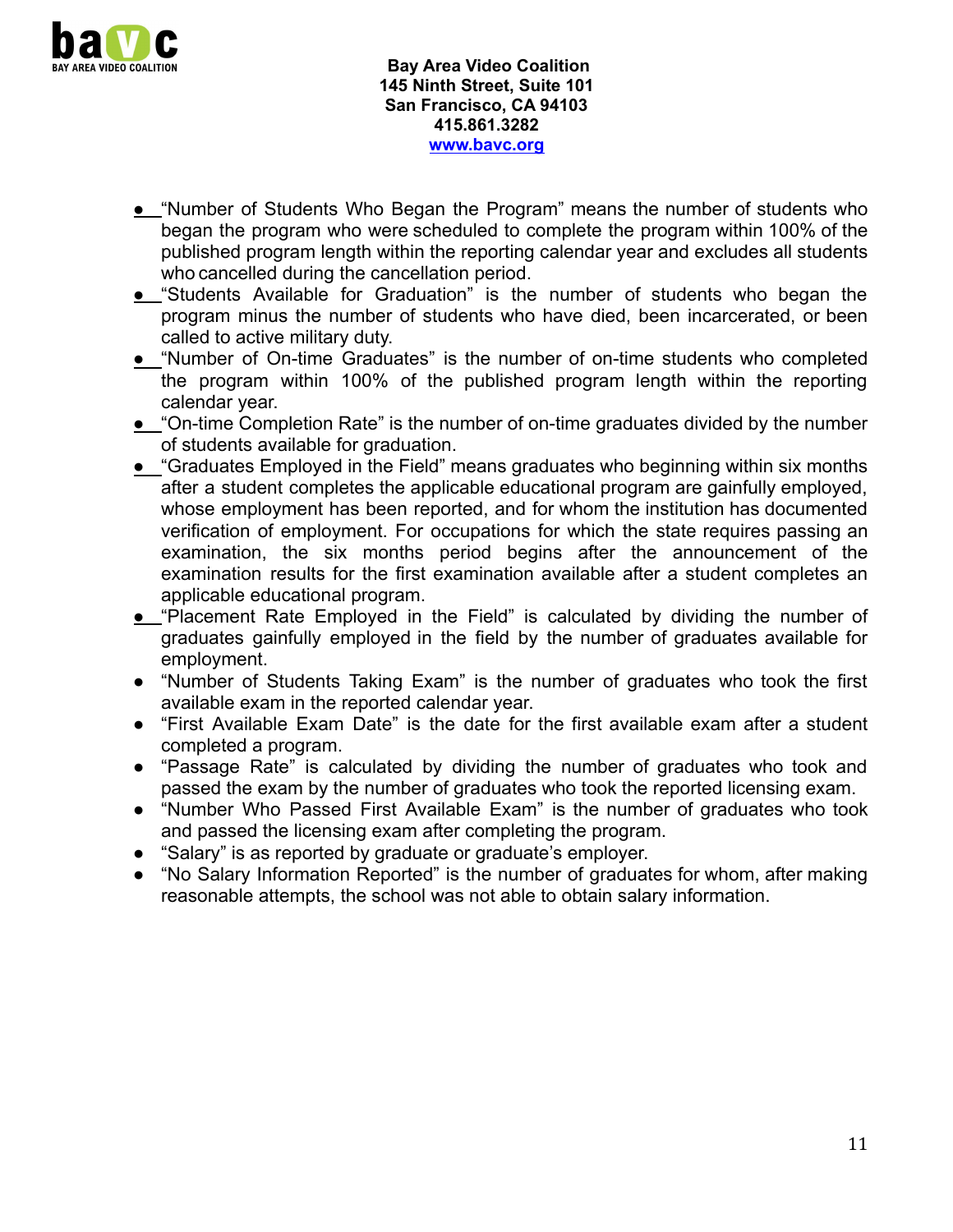- "Number of Students Who Began the Program" means the number of students who began the program who were scheduled to complete the program within 100% of the published program length within the reporting calendar year and excludes all students who cancelled during the cancellation period.
- "Students Available for Graduation" is the number of students who began the program minus the number of students who have died, been incarcerated, or been called to active military duty.
- "Number of On-time Graduates" is the number of on-time students who completed the program within 100% of the published program length within the reporting calendar year.
- "On-time Completion Rate" is the number of on-time graduates divided by the number of students available for graduation.
- "Graduates Employed in the Field" means graduates who beginning within six months after a student completes the applicable educational program are gainfully employed, whose employment has been reported, and for whom the institution has documented verification of employment. For occupations for which the state requires passing an examination, the six months period begins after the announcement of the examination results for the first examination available after a student completes an applicable educational program.
- "Placement Rate Employed in the Field" is calculated by dividing the number of graduates gainfully employed in the field by the number of graduates available for employment.
- "Number of Students Taking Exam" is the number of graduates who took the first available exam in the reported calendar year.
- "First Available Exam Date" is the date for the first available exam after a student completed a program.
- "Passage Rate" is calculated by dividing the number of graduates who took and passed the exam by the number of graduates who took the reported licensing exam.
- "Number Who Passed First Available Exam" is the number of graduates who took and passed the licensing exam after completing the program.
- "Salary" is as reported by graduate or graduate's employer.
- "No Salary Information Reported" is the number of graduates for whom, after making reasonable attempts, the school was not able to obtain salary information.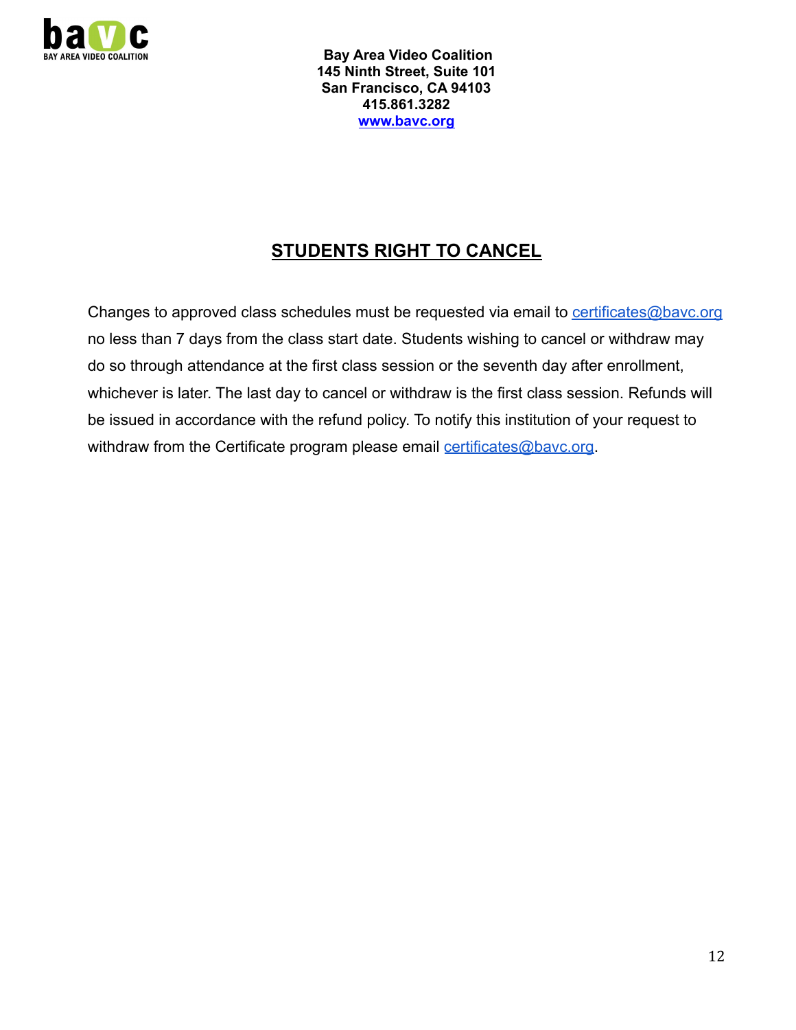**Bay Area Video Coalition**
**145 Ninth Street, Suite 101**
**San Francisco, CA 94103**
**415.861.3282**
**www.bavc.org**

## STUDENTS RIGHT TO CANCEL

Changes to approved class schedules must be requested via email to certificates@bavc.org no less than 7 days from the class start date. Students wishing to cancel or withdraw may do so through attendance at the first class session or the seventh day after enrollment, whichever is later. The last day to cancel or withdraw is the first class session. Refunds will be issued in accordance with the refund policy. To notify this institution of your request to withdraw from the Certificate program please email certificates@bavc.org.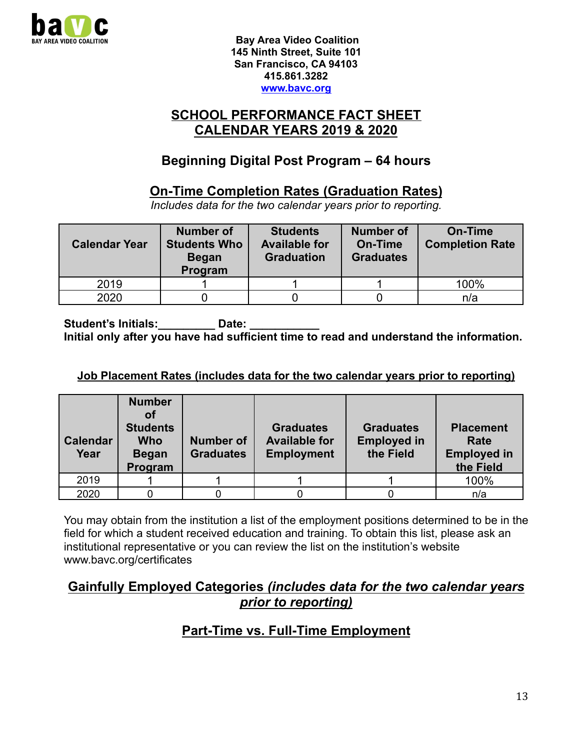Bay Area Video Coalition
145 Ninth Street, Suite 101
San Francisco, CA 94103
415.861.3282
www.bavc.org

# SCHOOL PERFORMANCE FACT SHEET
# CALENDAR YEARS 2019 & 2020

## Beginning Digital Post Program – 64 hours

## On-Time Completion Rates (Graduation Rates)

*Includes data for the two calendar years prior to reporting.*

| Calendar Year | Number of Students Who Began Program | Students Available for Graduation | Number of On-Time Graduates | On-Time Completion Rate |
|---|---|---|---|---|
| 2019 | 1 | 1 | 1 | 100% |
| 2020 | 0 | 0 | 0 | n/a |

**Student's Initials:_________ Date: ___________**
**Initial only after you have had sufficient time to read and understand the information.**

### Job Placement Rates (includes data for the two calendar years prior to reporting)

| Calendar Year | Number of Students Who Began Program | Number of Graduates | Graduates Available for Employment | Graduates Employed in the Field | Placement Rate Employed in the Field |
|---|---|---|---|---|---|
| 2019 | 1 | 1 | 1 | 1 | 100% |
| 2020 | 0 | 0 | 0 | 0 | n/a |

You may obtain from the institution a list of the employment positions determined to be in the field for which a student received education and training. To obtain this list, please ask an institutional representative or you can review the list on the institution's website www.bavc.org/certificates

## Gainfully Employed Categories *(includes data for the two calendar years prior to reporting)*

## Part-Time vs. Full-Time Employment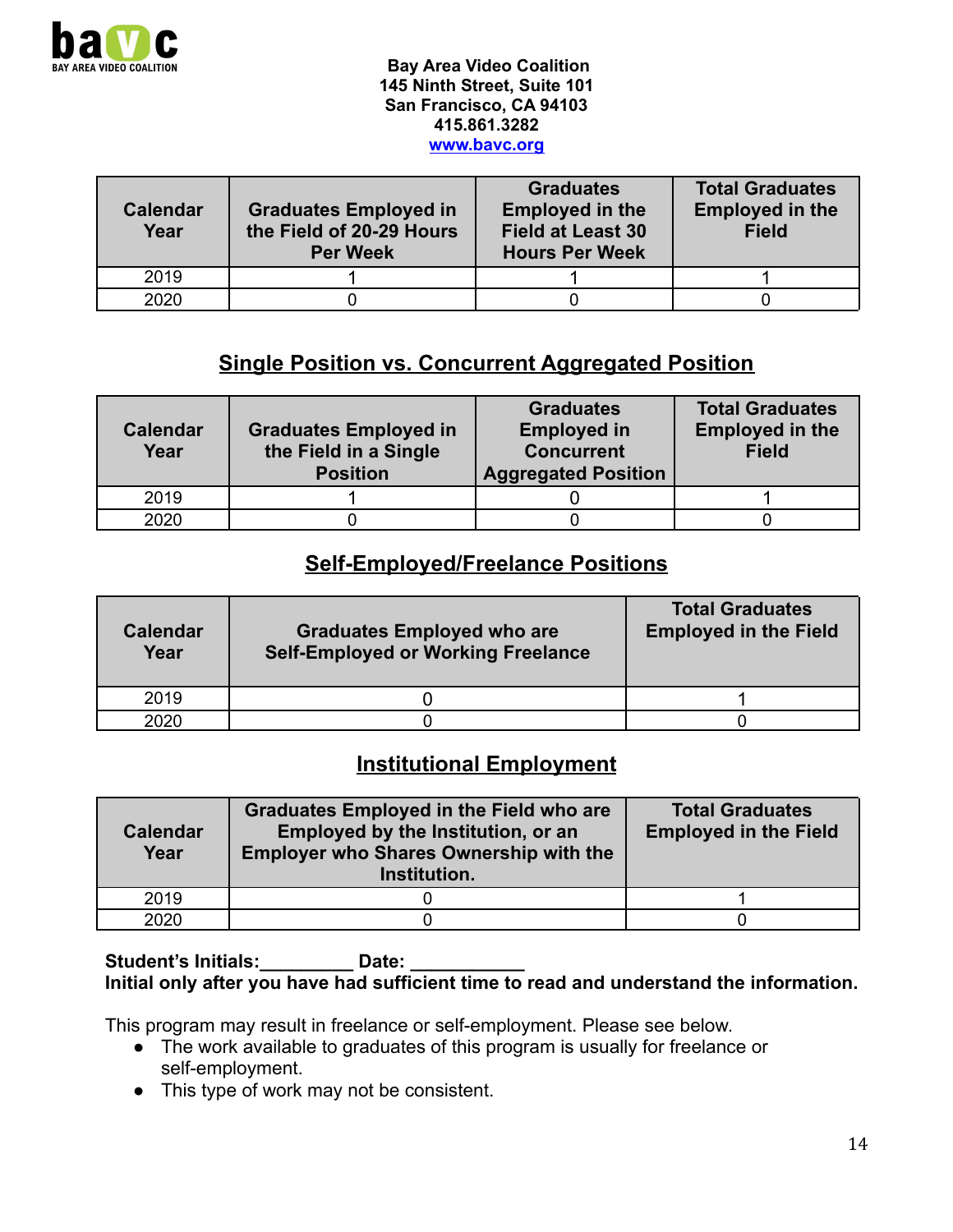**Bay Area Video Coalition**
**145 Ninth Street, Suite 101**
**San Francisco, CA 94103**
**415.861.3282**
**[www.bavc.org](http://www.bavc.org)**

| Calendar Year | Graduates Employed in the Field of 20-29 Hours Per Week | Graduates Employed in the Field at Least 30 Hours Per Week | Total Graduates Employed in the Field |
|---|---|---|---|
| 2019 | 1 | 1 | 1 |
| 2020 | 0 | 0 | 0 |

## Single Position vs. Concurrent Aggregated Position

| Calendar Year | Graduates Employed in the Field in a Single Position | Graduates Employed in Concurrent Aggregated Position | Total Graduates Employed in the Field |
|---|---|---|---|
| 2019 | 1 | 0 | 1 |
| 2020 | 0 | 0 | 0 |

## Self-Employed/Freelance Positions

| Calendar Year | Graduates Employed who are Self-Employed or Working Freelance | Total Graduates Employed in the Field |
|---|---|---|
| 2019 | 0 | 1 |
| 2020 | 0 | 0 |

## Institutional Employment

| Calendar Year | Graduates Employed in the Field who are Employed by the Institution, or an Employer who Shares Ownership with the Institution. | Total Graduates Employed in the Field |
|---|---|---|
| 2019 | 0 | 1 |
| 2020 | 0 | 0 |

**Student's Initials:_________ Date: ___________**
**Initial only after you have had sufficient time to read and understand the information.**

This program may result in freelance or self-employment. Please see below.

- The work available to graduates of this program is usually for freelance or self-employment.
- This type of work may not be consistent.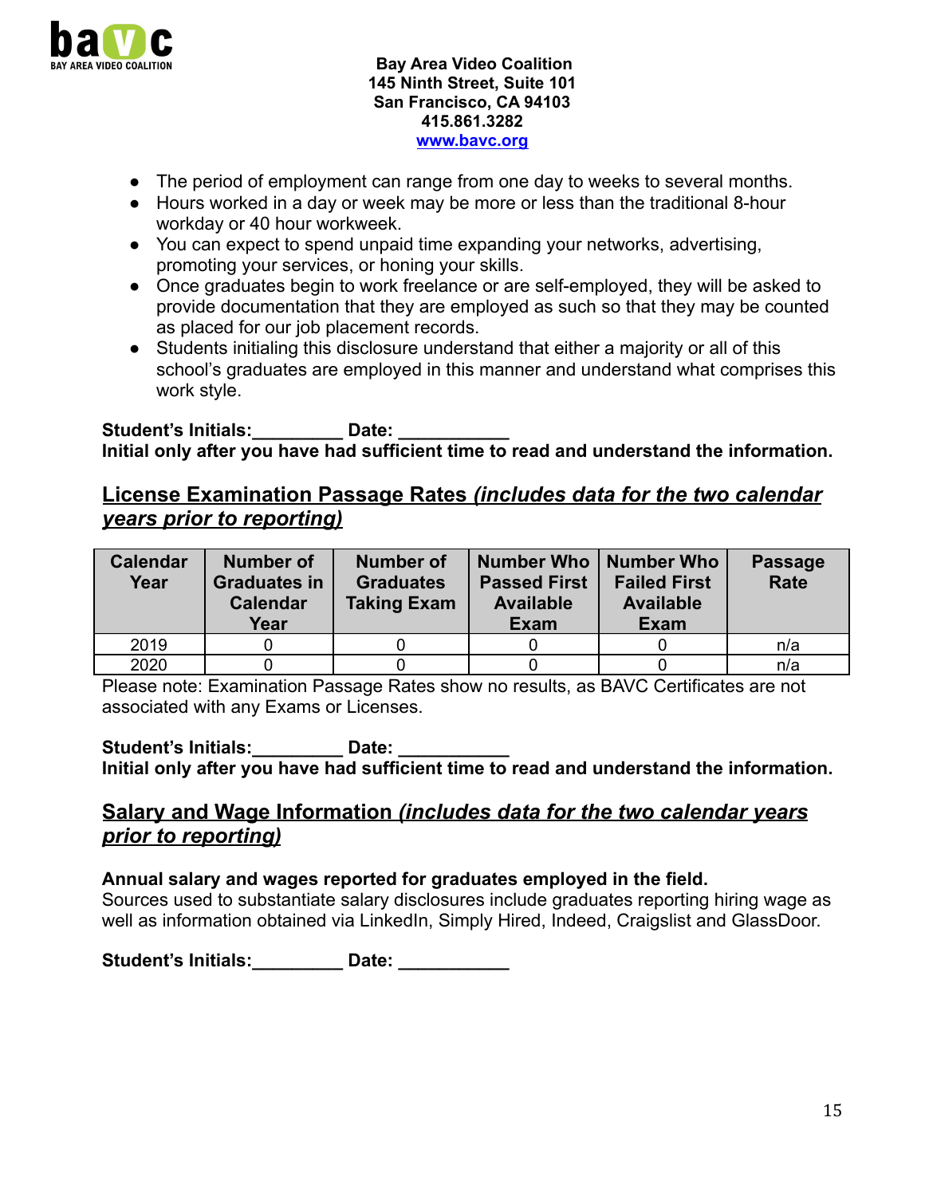Bay Area Video Coalition
145 Ninth Street, Suite 101
San Francisco, CA 94103
415.861.3282
www.bavc.org

- The period of employment can range from one day to weeks to several months.
- Hours worked in a day or week may be more or less than the traditional 8-hour workday or 40 hour workweek.
- You can expect to spend unpaid time expanding your networks, advertising, promoting your services, or honing your skills.
- Once graduates begin to work freelance or are self-employed, they will be asked to provide documentation that they are employed as such so that they may be counted as placed for our job placement records.
- Students initialing this disclosure understand that either a majority or all of this school's graduates are employed in this manner and understand what comprises this work style.

**Student's Initials:_________ Date: ___________**
**Initial only after you have had sufficient time to read and understand the information.**

## License Examination Passage Rates *(includes data for the two calendar years prior to reporting)*

| Calendar Year | Number of Graduates in Calendar Year | Number of Graduates Taking Exam | Number Who Passed First Available Exam | Number Who Failed First Available Exam | Passage Rate |
|---|---|---|---|---|---|
| 2019 | 0 | 0 | 0 | 0 | n/a |
| 2020 | 0 | 0 | 0 | 0 | n/a |

Please note: Examination Passage Rates show no results, as BAVC Certificates are not associated with any Exams or Licenses.

**Student's Initials:_________ Date: ___________**
**Initial only after you have had sufficient time to read and understand the information.**

## Salary and Wage Information *(includes data for the two calendar years prior to reporting)*

**Annual salary and wages reported for graduates employed in the field.**
Sources used to substantiate salary disclosures include graduates reporting hiring wage as well as information obtained via LinkedIn, Simply Hired, Indeed, Craigslist and GlassDoor.

**Student's Initials:_________ Date: ___________**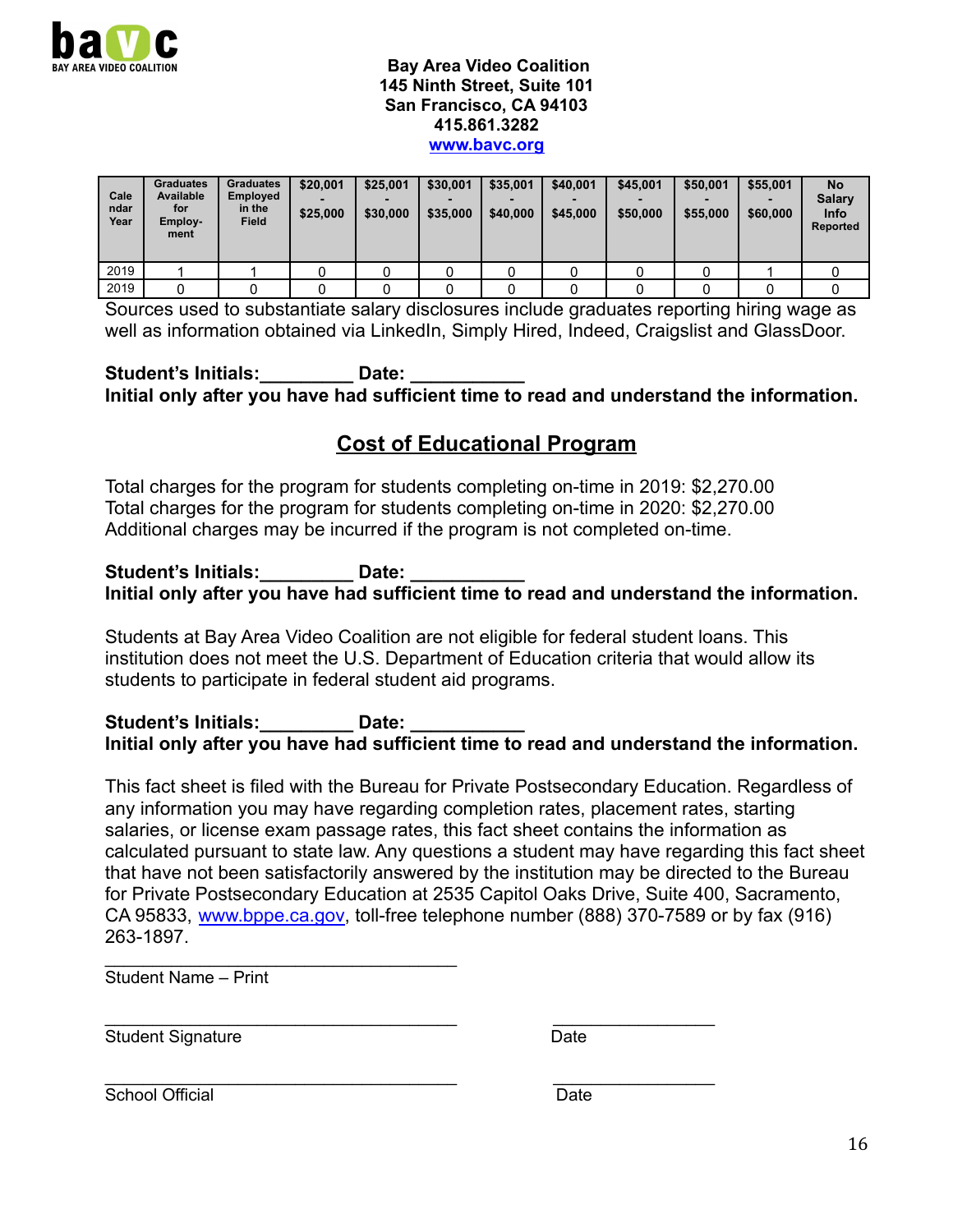**Bay Area Video Coalition**
**145 Ninth Street, Suite 101**
**San Francisco, CA 94103**
**415.861.3282**
**www.bavc.org**

| Calendar Year | Graduates Available for Employment | Graduates Employed in the Field | $20,001 - $25,000 | $25,001 - $30,000 | $30,001 - $35,000 | $35,001 - $40,000 | $40,001 - $45,000 | $45,001 - $50,000 | $50,001 - $55,000 | $55,001 - $60,000 | No Salary Info Reported |
|---|---|---|---|---|---|---|---|---|---|---|---|
| 2019 | 1 | 1 | 0 | 0 | 0 | 0 | 0 | 0 | 0 | 1 | 0 |
| 2019 | 0 | 0 | 0 | 0 | 0 | 0 | 0 | 0 | 0 | 0 | 0 |

Sources used to substantiate salary disclosures include graduates reporting hiring wage as well as information obtained via LinkedIn, Simply Hired, Indeed, Craigslist and GlassDoor.

**Student's Initials:_________ Date: ___________**
**Initial only after you have had sufficient time to read and understand the information.**

## Cost of Educational Program

Total charges for the program for students completing on-time in 2019: $2,270.00
Total charges for the program for students completing on-time in 2020: $2,270.00
Additional charges may be incurred if the program is not completed on-time.

**Student's Initials:_________ Date: ___________**
**Initial only after you have had sufficient time to read and understand the information.**

Students at Bay Area Video Coalition are not eligible for federal student loans. This institution does not meet the U.S. Department of Education criteria that would allow its students to participate in federal student aid programs.

**Student's Initials:_________ Date: ___________**
**Initial only after you have had sufficient time to read and understand the information.**

This fact sheet is filed with the Bureau for Private Postsecondary Education. Regardless of any information you may have regarding completion rates, placement rates, starting salaries, or license exam passage rates, this fact sheet contains the information as calculated pursuant to state law. Any questions a student may have regarding this fact sheet that have not been satisfactorily answered by the institution may be directed to the Bureau for Private Postsecondary Education at 2535 Capitol Oaks Drive, Suite 400, Sacramento, CA 95833, www.bppe.ca.gov, toll-free telephone number (888) 370-7589 or by fax (916) 263-1897.

_____________________________________
Student Name – Print

_____________________________________ _________________
Student Signature Date

_____________________________________ _________________
School Official Date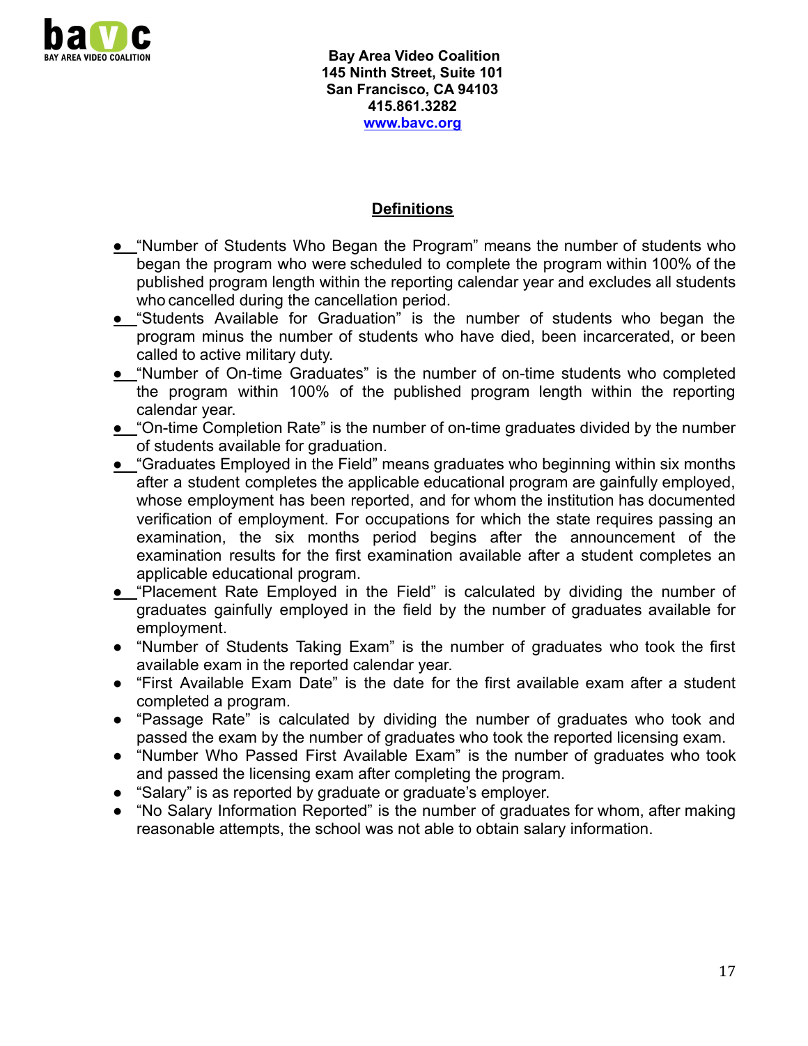Bay Area Video Coalition
145 Ninth Street, Suite 101
San Francisco, CA 94103
415.861.3282
www.bavc.org

## Definitions

- "Number of Students Who Began the Program" means the number of students who began the program who were scheduled to complete the program within 100% of the published program length within the reporting calendar year and excludes all students who cancelled during the cancellation period.
- "Students Available for Graduation" is the number of students who began the program minus the number of students who have died, been incarcerated, or been called to active military duty.
- "Number of On-time Graduates" is the number of on-time students who completed the program within 100% of the published program length within the reporting calendar year.
- "On-time Completion Rate" is the number of on-time graduates divided by the number of students available for graduation.
- "Graduates Employed in the Field" means graduates who beginning within six months after a student completes the applicable educational program are gainfully employed, whose employment has been reported, and for whom the institution has documented verification of employment. For occupations for which the state requires passing an examination, the six months period begins after the announcement of the examination results for the first examination available after a student completes an applicable educational program.
- "Placement Rate Employed in the Field" is calculated by dividing the number of graduates gainfully employed in the field by the number of graduates available for employment.
- "Number of Students Taking Exam" is the number of graduates who took the first available exam in the reported calendar year.
- "First Available Exam Date" is the date for the first available exam after a student completed a program.
- "Passage Rate" is calculated by dividing the number of graduates who took and passed the exam by the number of graduates who took the reported licensing exam.
- "Number Who Passed First Available Exam" is the number of graduates who took and passed the licensing exam after completing the program.
- "Salary" is as reported by graduate or graduate's employer.
- "No Salary Information Reported" is the number of graduates for whom, after making reasonable attempts, the school was not able to obtain salary information.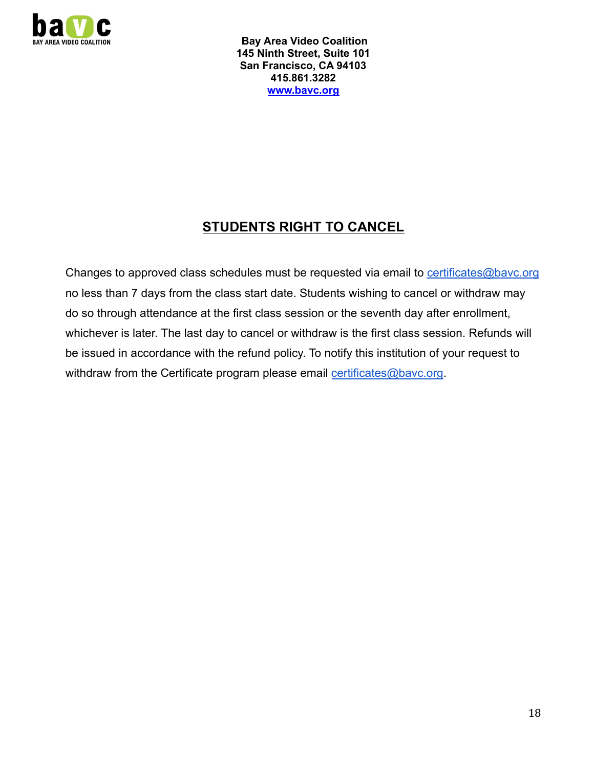**Bay Area Video Coalition**
**145 Ninth Street, Suite 101**
**San Francisco, CA 94103**
**415.861.3282**
**www.bavc.org**

## STUDENTS RIGHT TO CANCEL

Changes to approved class schedules must be requested via email to certificates@bavc.org no less than 7 days from the class start date. Students wishing to cancel or withdraw may do so through attendance at the first class session or the seventh day after enrollment, whichever is later. The last day to cancel or withdraw is the first class session. Refunds will be issued in accordance with the refund policy. To notify this institution of your request to withdraw from the Certificate program please email certificates@bavc.org.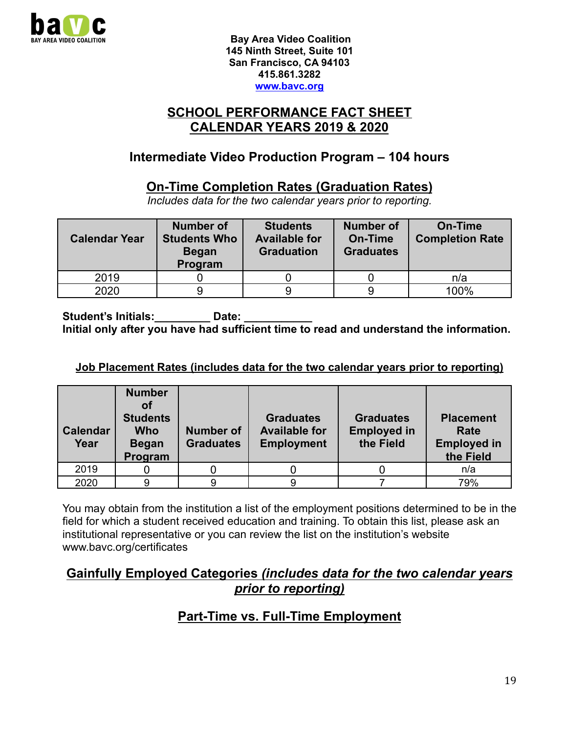bavc
BAY AREA VIDEO COALITION

**Bay Area Video Coalition**
**145 Ninth Street, Suite 101**
**San Francisco, CA 94103**
**415.861.3282**
**www.bavc.org**

## SCHOOL PERFORMANCE FACT SHEET
## CALENDAR YEARS 2019 & 2020

### Intermediate Video Production Program – 104 hours

### On-Time Completion Rates (Graduation Rates)

*Includes data for the two calendar years prior to reporting.*

| Calendar Year | Number of Students Who Began Program | Students Available for Graduation | Number of On-Time Graduates | On-Time Completion Rate |
|---|---|---|---|---|
| 2019 | 0 | 0 | 0 | n/a |
| 2020 | 9 | 9 | 9 | 100% |

**Student's Initials:_________ Date: ___________**
**Initial only after you have had sufficient time to read and understand the information.**

**Job Placement Rates (includes data for the two calendar years prior to reporting)**

| Calendar Year | Number of Students Who Began Program | Number of Graduates | Graduates Available for Employment | Graduates Employed in the Field | Placement Rate Employed in the Field |
|---|---|---|---|---|---|
| 2019 | 0 | 0 | 0 | 0 | n/a |
| 2020 | 9 | 9 | 9 | 7 | 79% |

You may obtain from the institution a list of the employment positions determined to be in the field for which a student received education and training. To obtain this list, please ask an institutional representative or you can review the list on the institution's website www.bavc.org/certificates

### Gainfully Employed Categories *(includes data for the two calendar years prior to reporting)*

### Part-Time vs. Full-Time Employment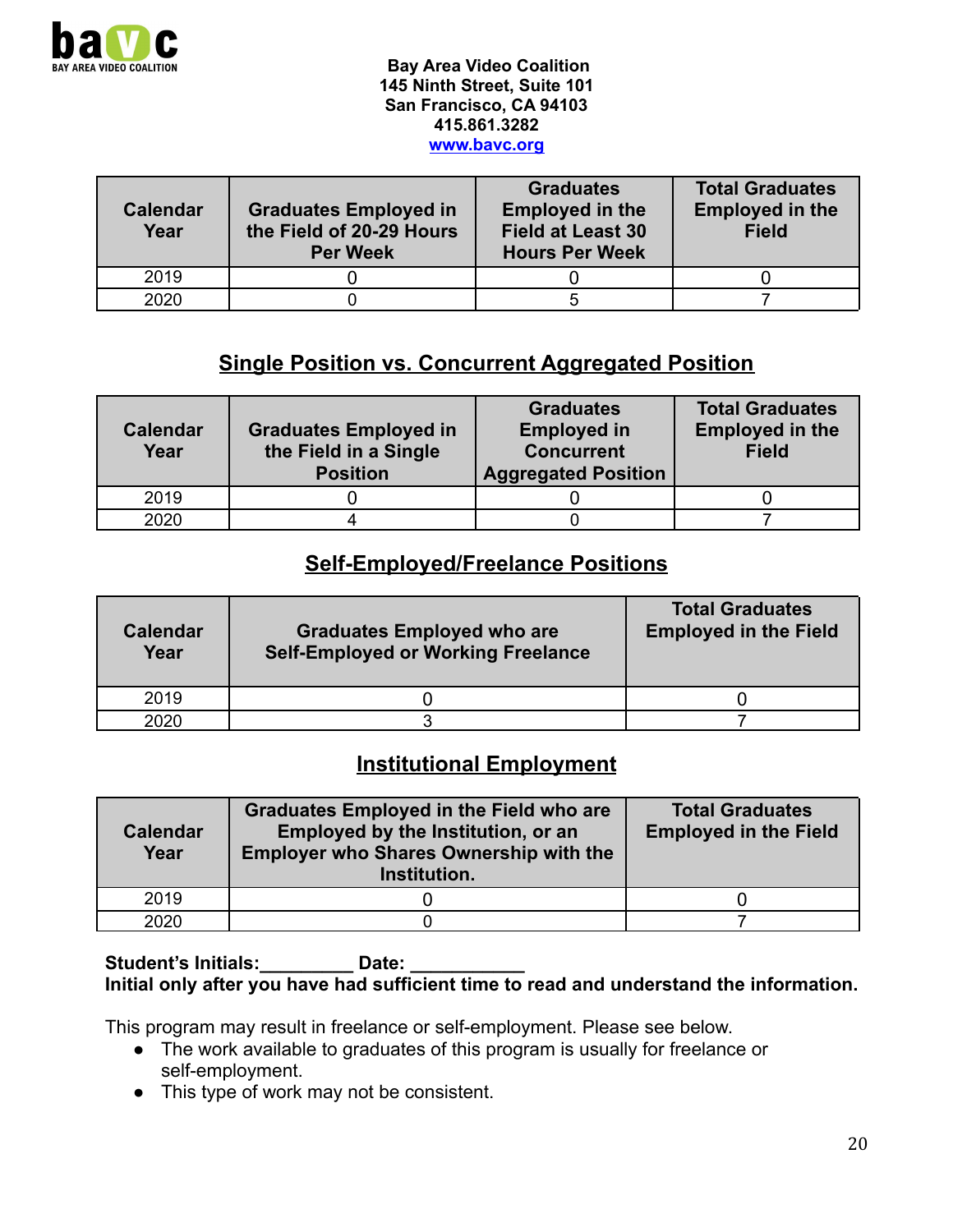Bay Area Video Coalition
145 Ninth Street, Suite 101
San Francisco, CA 94103
415.861.3282
www.bavc.org

| Calendar Year | Graduates Employed in the Field of 20-29 Hours Per Week | Graduates Employed in the Field at Least 30 Hours Per Week | Total Graduates Employed in the Field |
|---|---|---|---|
| 2019 | 0 | 0 | 0 |
| 2020 | 0 | 5 | 7 |

## Single Position vs. Concurrent Aggregated Position

| Calendar Year | Graduates Employed in the Field in a Single Position | Graduates Employed in Concurrent Aggregated Position | Total Graduates Employed in the Field |
|---|---|---|---|
| 2019 | 0 | 0 | 0 |
| 2020 | 4 | 0 | 7 |

## Self-Employed/Freelance Positions

| Calendar Year | Graduates Employed who are Self-Employed or Working Freelance | Total Graduates Employed in the Field |
|---|---|---|
| 2019 | 0 | 0 |
| 2020 | 3 | 7 |

## Institutional Employment

| Calendar Year | Graduates Employed in the Field who are Employed by the Institution, or an Employer who Shares Ownership with the Institution. | Total Graduates Employed in the Field |
|---|---|---|
| 2019 | 0 | 0 |
| 2020 | 0 | 7 |

**Student's Initials:_________ Date: ___________**
**Initial only after you have had sufficient time to read and understand the information.**

This program may result in freelance or self-employment. Please see below.

- The work available to graduates of this program is usually for freelance or self-employment.
- This type of work may not be consistent.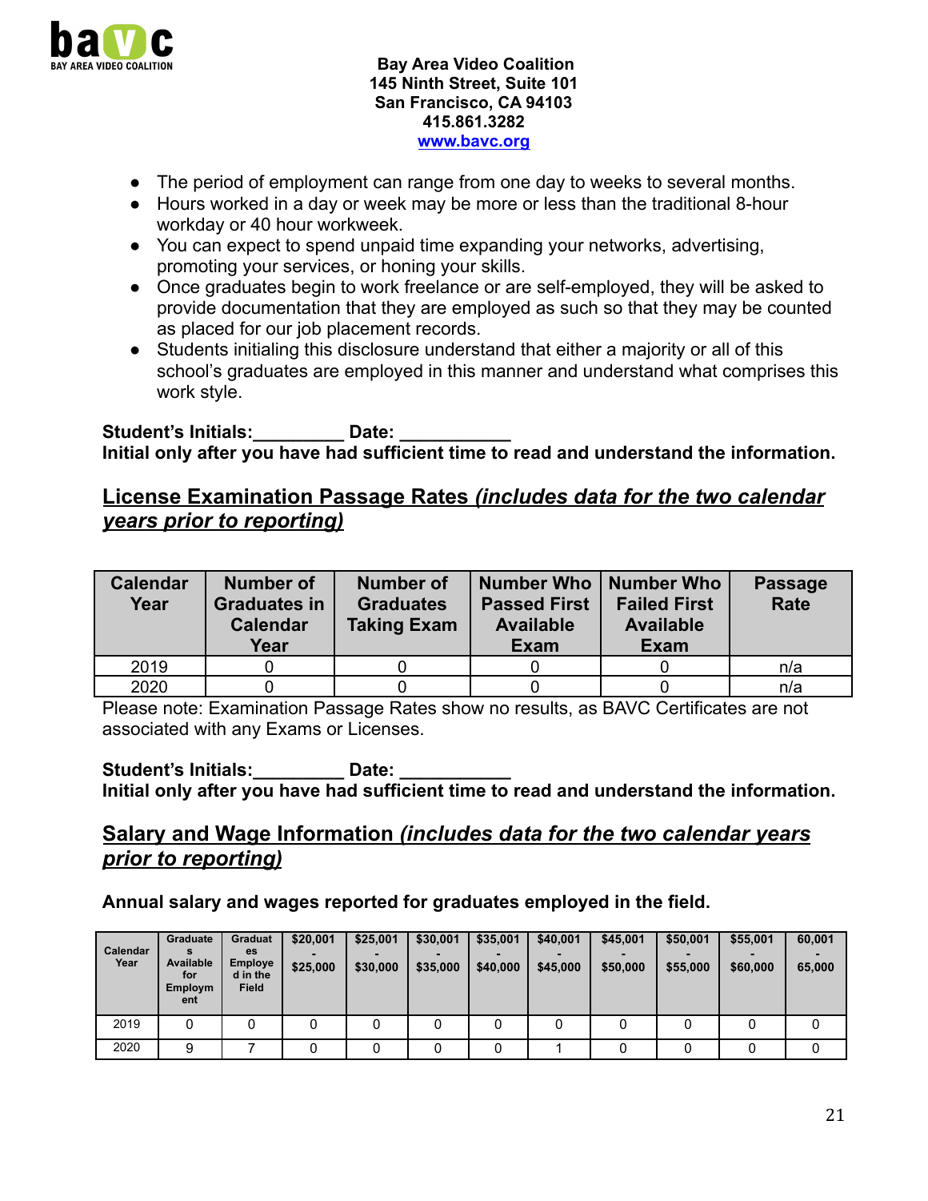**Bay Area Video Coalition**
**145 Ninth Street, Suite 101**
**San Francisco, CA 94103**
**415.861.3282**
**[www.bavc.org](http://www.bavc.org)**

- The period of employment can range from one day to weeks to several months.
- Hours worked in a day or week may be more or less than the traditional 8-hour workday or 40 hour workweek.
- You can expect to spend unpaid time expanding your networks, advertising, promoting your services, or honing your skills.
- Once graduates begin to work freelance or are self-employed, they will be asked to provide documentation that they are employed as such so that they may be counted as placed for our job placement records.
- Students initialing this disclosure understand that either a majority or all of this school's graduates are employed in this manner and understand what comprises this work style.

**Student's Initials:_________ Date: ___________**
**Initial only after you have had sufficient time to read and understand the information.**

## License Examination Passage Rates *(includes data for the two calendar years prior to reporting)*

| Calendar Year | Number of Graduates in Calendar Year | Number of Graduates Taking Exam | Number Who Passed First Available Exam | Number Who Failed First Available Exam | Passage Rate |
|---|---|---|---|---|---|
| 2019 | 0 | 0 | 0 | 0 | n/a |
| 2020 | 0 | 0 | 0 | 0 | n/a |

Please note: Examination Passage Rates show no results, as BAVC Certificates are not associated with any Exams or Licenses.

**Student's Initials:_________ Date: ___________**
**Initial only after you have had sufficient time to read and understand the information.**

## Salary and Wage Information *(includes data for the two calendar years prior to reporting)*

**Annual salary and wages reported for graduates employed in the field.**

| Calendar Year | Graduates Available for Employment | Graduates Employed in the Field | $20,001 - $25,000 | $25,001 - $30,000 | $30,001 - $35,000 | $35,001 - $40,000 | $40,001 - $45,000 | $45,001 - $50,000 | $50,001 - $55,000 | $55,001 - $60,000 | 60,001 - 65,000 |
|---|---|---|---|---|---|---|---|---|---|---|---|
| 2019 | 0 | 0 | 0 | 0 | 0 | 0 | 0 | 0 | 0 | 0 | 0 |
| 2020 | 9 | 7 | 0 | 0 | 0 | 0 | 1 | 0 | 0 | 0 | 0 |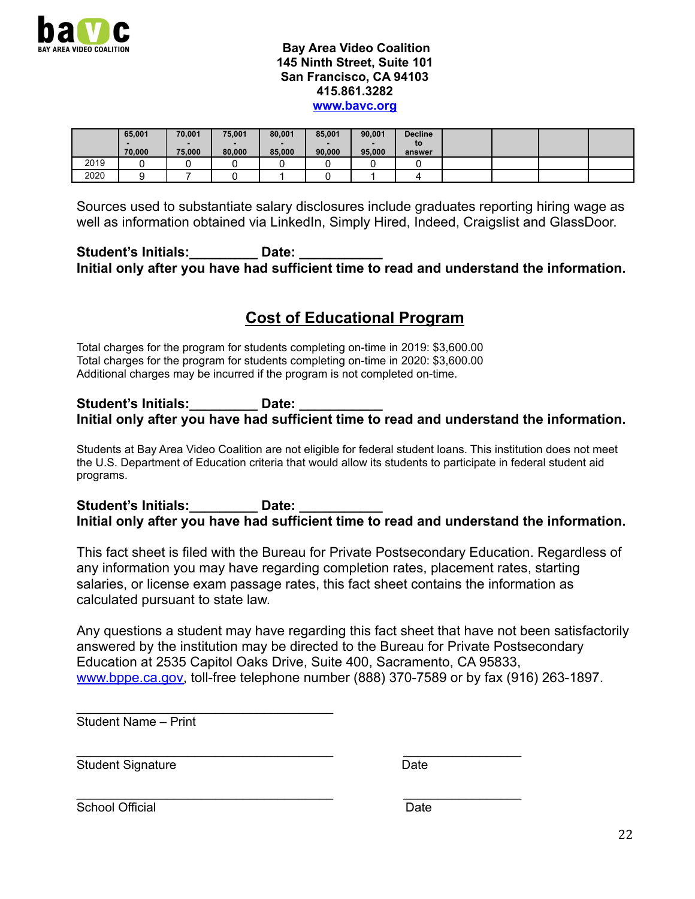Bay Area Video Coalition
145 Ninth Street, Suite 101
San Francisco, CA 94103
415.861.3282
www.bavc.org

| | 65,001 - 70,000 | 70,001 - 75,000 | 75,001 - 80,000 | 80,001 - 85,000 | 85,001 - 90,000 | 90,001 - 95,000 | Decline to answer | | | | |
|---|---|---|---|---|---|---|---|---|---|---|---|
| 2019 | 0 | 0 | 0 | 0 | 0 | 0 | 0 | | | | |
| 2020 | 9 | 7 | 0 | 1 | 0 | 1 | 4 | | | | |

Sources used to substantiate salary disclosures include graduates reporting hiring wage as well as information obtained via LinkedIn, Simply Hired, Indeed, Craigslist and GlassDoor.

**Student's Initials:\_\_\_\_\_\_\_\_\_ Date: \_\_\_\_\_\_\_\_\_\_\_**
**Initial only after you have had sufficient time to read and understand the information.**

## Cost of Educational Program

Total charges for the program for students completing on-time in 2019: $3,600.00
Total charges for the program for students completing on-time in 2020: $3,600.00
Additional charges may be incurred if the program is not completed on-time.

**Student's Initials:\_\_\_\_\_\_\_\_\_ Date: \_\_\_\_\_\_\_\_\_\_\_**
**Initial only after you have had sufficient time to read and understand the information.**

Students at Bay Area Video Coalition are not eligible for federal student loans. This institution does not meet the U.S. Department of Education criteria that would allow its students to participate in federal student aid programs.

**Student's Initials:\_\_\_\_\_\_\_\_\_ Date: \_\_\_\_\_\_\_\_\_\_\_**
**Initial only after you have had sufficient time to read and understand the information.**

This fact sheet is filed with the Bureau for Private Postsecondary Education. Regardless of any information you may have regarding completion rates, placement rates, starting salaries, or license exam passage rates, this fact sheet contains the information as calculated pursuant to state law.

Any questions a student may have regarding this fact sheet that have not been satisfactorily answered by the institution may be directed to the Bureau for Private Postsecondary Education at 2535 Capitol Oaks Drive, Suite 400, Sacramento, CA 95833, www.bppe.ca.gov, toll-free telephone number (888) 370-7589 or by fax (916) 263-1897.

\_\_\_\_\_\_\_\_\_\_\_\_\_\_\_\_\_\_\_\_\_\_\_\_\_\_\_\_\_\_\_\_\_\_\_\_
Student Name – Print

\_\_\_\_\_\_\_\_\_\_\_\_\_\_\_\_\_\_\_\_\_\_\_\_\_\_\_\_\_\_\_\_\_\_\_\_ \_\_\_\_\_\_\_\_\_\_\_\_\_\_\_\_\_
Student Signature Date

\_\_\_\_\_\_\_\_\_\_\_\_\_\_\_\_\_\_\_\_\_\_\_\_\_\_\_\_\_\_\_\_\_\_\_\_ \_\_\_\_\_\_\_\_\_\_\_\_\_\_\_\_\_
School Official Date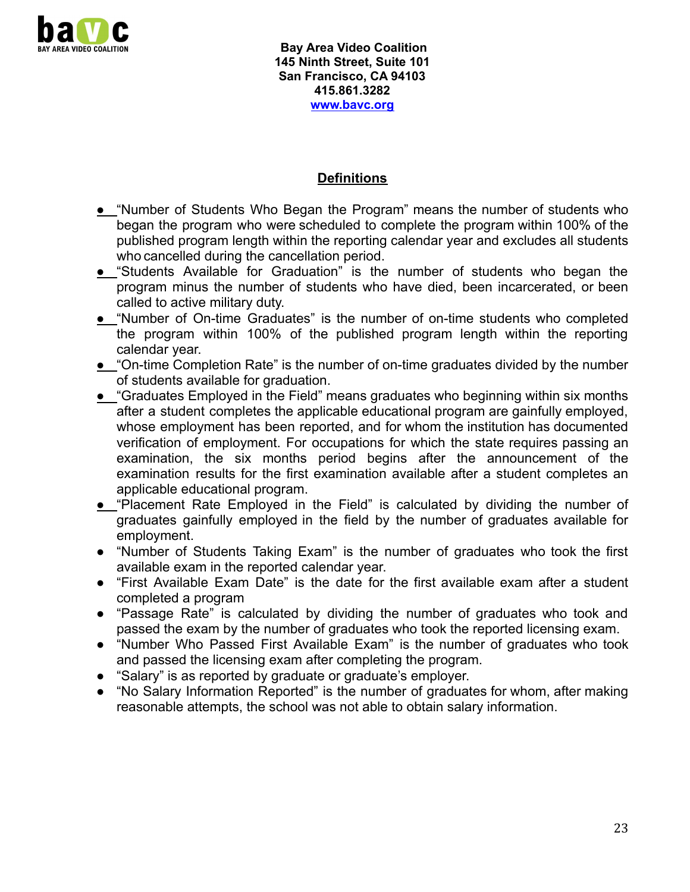Bay Area Video Coalition
145 Ninth Street, Suite 101
San Francisco, CA 94103
415.861.3282
www.bavc.org

## Definitions

- "Number of Students Who Began the Program" means the number of students who began the program who were scheduled to complete the program within 100% of the published program length within the reporting calendar year and excludes all students who cancelled during the cancellation period.
- "Students Available for Graduation" is the number of students who began the program minus the number of students who have died, been incarcerated, or been called to active military duty.
- "Number of On-time Graduates" is the number of on-time students who completed the program within 100% of the published program length within the reporting calendar year.
- "On-time Completion Rate" is the number of on-time graduates divided by the number of students available for graduation.
- "Graduates Employed in the Field" means graduates who beginning within six months after a student completes the applicable educational program are gainfully employed, whose employment has been reported, and for whom the institution has documented verification of employment. For occupations for which the state requires passing an examination, the six months period begins after the announcement of the examination results for the first examination available after a student completes an applicable educational program.
- "Placement Rate Employed in the Field" is calculated by dividing the number of graduates gainfully employed in the field by the number of graduates available for employment.
- "Number of Students Taking Exam" is the number of graduates who took the first available exam in the reported calendar year.
- "First Available Exam Date" is the date for the first available exam after a student completed a program
- "Passage Rate" is calculated by dividing the number of graduates who took and passed the exam by the number of graduates who took the reported licensing exam.
- "Number Who Passed First Available Exam" is the number of graduates who took and passed the licensing exam after completing the program.
- "Salary" is as reported by graduate or graduate's employer.
- "No Salary Information Reported" is the number of graduates for whom, after making reasonable attempts, the school was not able to obtain salary information.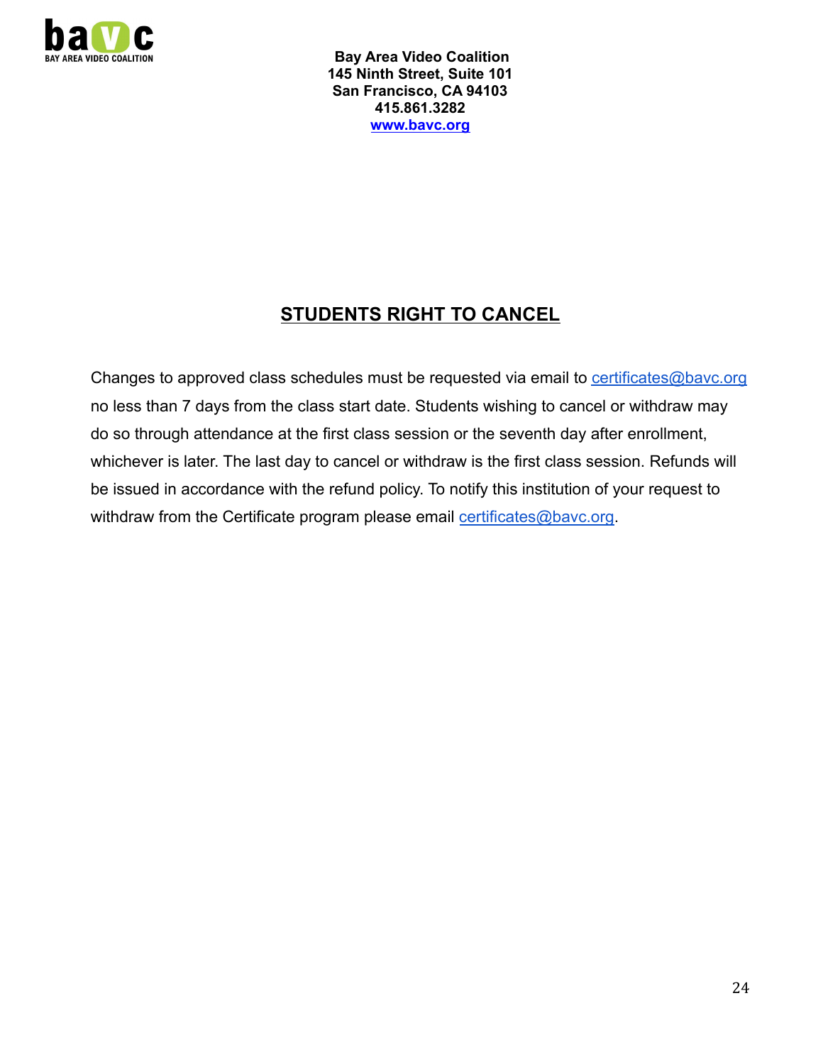**Bay Area Video Coalition**
**145 Ninth Street, Suite 101**
**San Francisco, CA 94103**
**415.861.3282**
**www.bavc.org**

## STUDENTS RIGHT TO CANCEL

Changes to approved class schedules must be requested via email to certificates@bavc.org no less than 7 days from the class start date. Students wishing to cancel or withdraw may do so through attendance at the first class session or the seventh day after enrollment, whichever is later. The last day to cancel or withdraw is the first class session. Refunds will be issued in accordance with the refund policy. To notify this institution of your request to withdraw from the Certificate program please email certificates@bavc.org.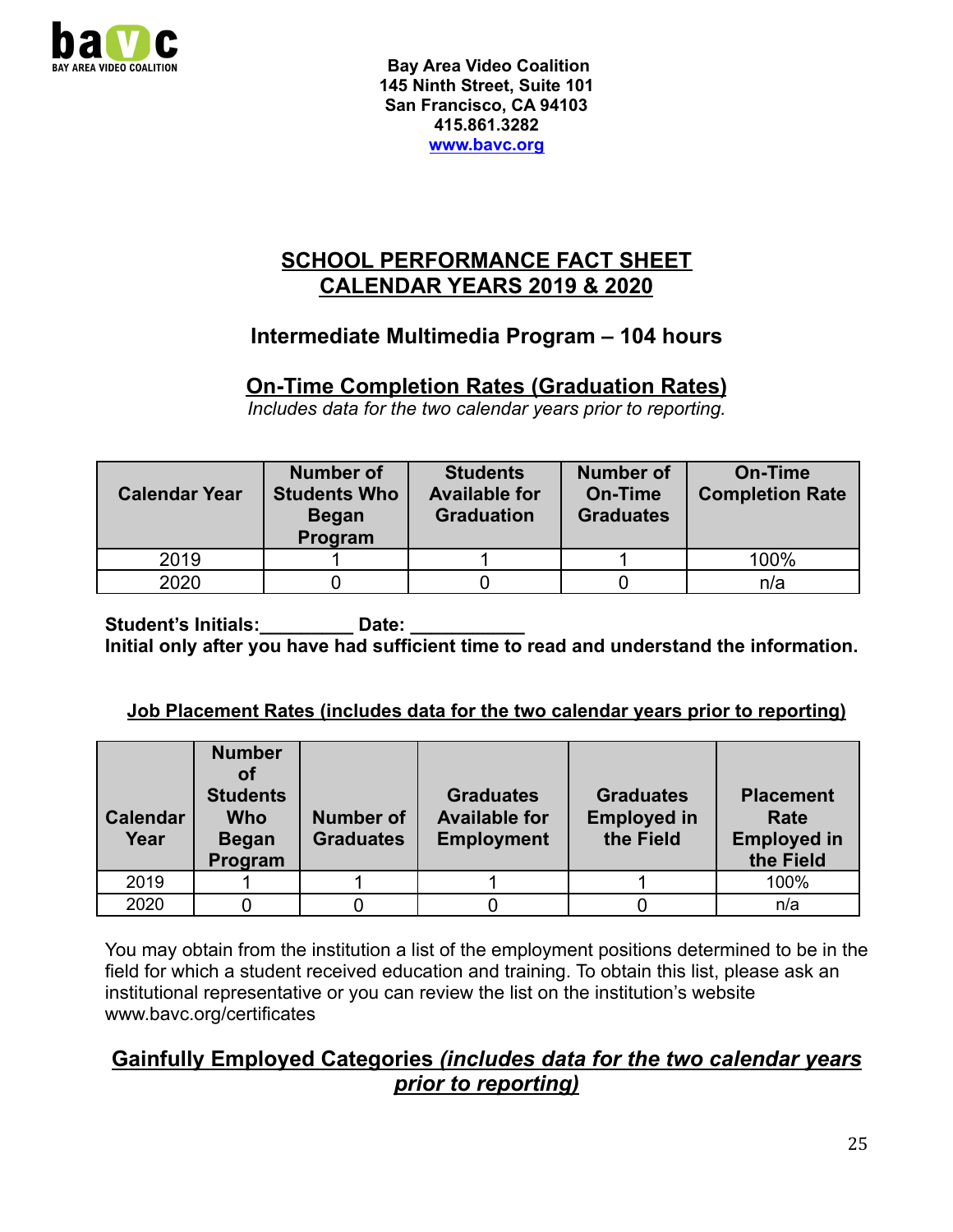Bay Area Video Coalition
145 Ninth Street, Suite 101
San Francisco, CA 94103
415.861.3282
www.bavc.org

## SCHOOL PERFORMANCE FACT SHEET
## CALENDAR YEARS 2019 & 2020

### Intermediate Multimedia Program – 104 hours

### On-Time Completion Rates (Graduation Rates)

*Includes data for the two calendar years prior to reporting.*

| Calendar Year | Number of Students Who Began Program | Students Available for Graduation | Number of On-Time Graduates | On-Time Completion Rate |
|---|---|---|---|---|
| 2019 | 1 | 1 | 1 | 100% |
| 2020 | 0 | 0 | 0 | n/a |

**Student's Initials:_________ Date: ___________**
**Initial only after you have had sufficient time to read and understand the information.**

**Job Placement Rates (includes data for the two calendar years prior to reporting)**

| Calendar Year | Number of Students Who Began Program | Number of Graduates | Graduates Available for Employment | Graduates Employed in the Field | Placement Rate Employed in the Field |
|---|---|---|---|---|---|
| 2019 | 1 | 1 | 1 | 1 | 100% |
| 2020 | 0 | 0 | 0 | 0 | n/a |

You may obtain from the institution a list of the employment positions determined to be in the field for which a student received education and training. To obtain this list, please ask an institutional representative or you can review the list on the institution's website www.bavc.org/certificates

### Gainfully Employed Categories *(includes data for the two calendar years prior to reporting)*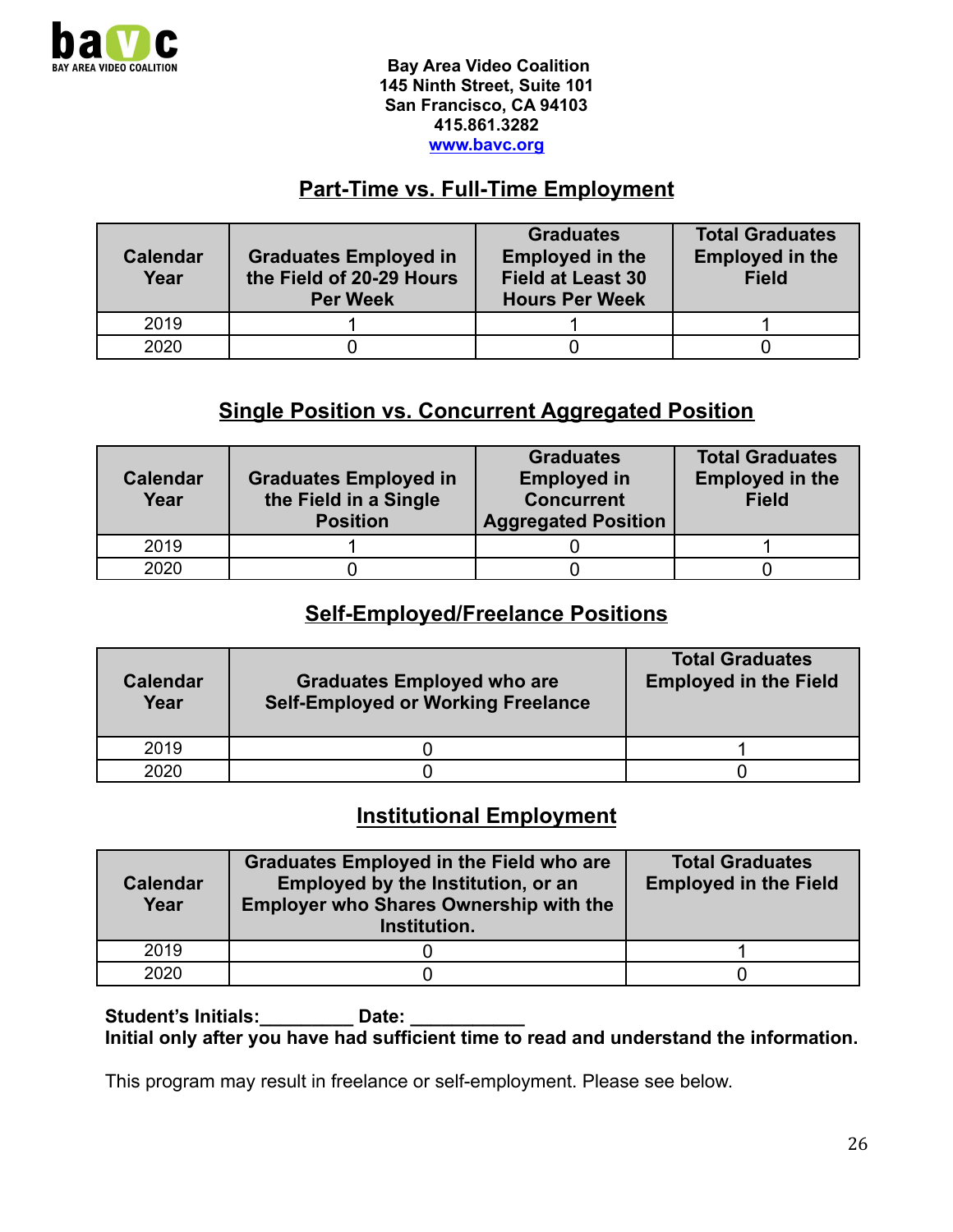**Bay Area Video Coalition**
**145 Ninth Street, Suite 101**
**San Francisco, CA 94103**
**415.861.3282**
**www.bavc.org**

## Part-Time vs. Full-Time Employment

| Calendar Year | Graduates Employed in the Field of 20-29 Hours Per Week | Graduates Employed in the Field at Least 30 Hours Per Week | Total Graduates Employed in the Field |
|---|---|---|---|
| 2019 | 1 | 1 | 1 |
| 2020 | 0 | 0 | 0 |

## Single Position vs. Concurrent Aggregated Position

| Calendar Year | Graduates Employed in the Field in a Single Position | Graduates Employed in Concurrent Aggregated Position | Total Graduates Employed in the Field |
|---|---|---|---|
| 2019 | 1 | 0 | 1 |
| 2020 | 0 | 0 | 0 |

## Self-Employed/Freelance Positions

| Calendar Year | Graduates Employed who are Self-Employed or Working Freelance | Total Graduates Employed in the Field |
|---|---|---|
| 2019 | 0 | 1 |
| 2020 | 0 | 0 |

## Institutional Employment

| Calendar Year | Graduates Employed in the Field who are Employed by the Institution, or an Employer who Shares Ownership with the Institution. | Total Graduates Employed in the Field |
|---|---|---|
| 2019 | 0 | 1 |
| 2020 | 0 | 0 |

**Student's Initials:_________ Date: ___________**
**Initial only after you have had sufficient time to read and understand the information.**

This program may result in freelance or self-employment. Please see below.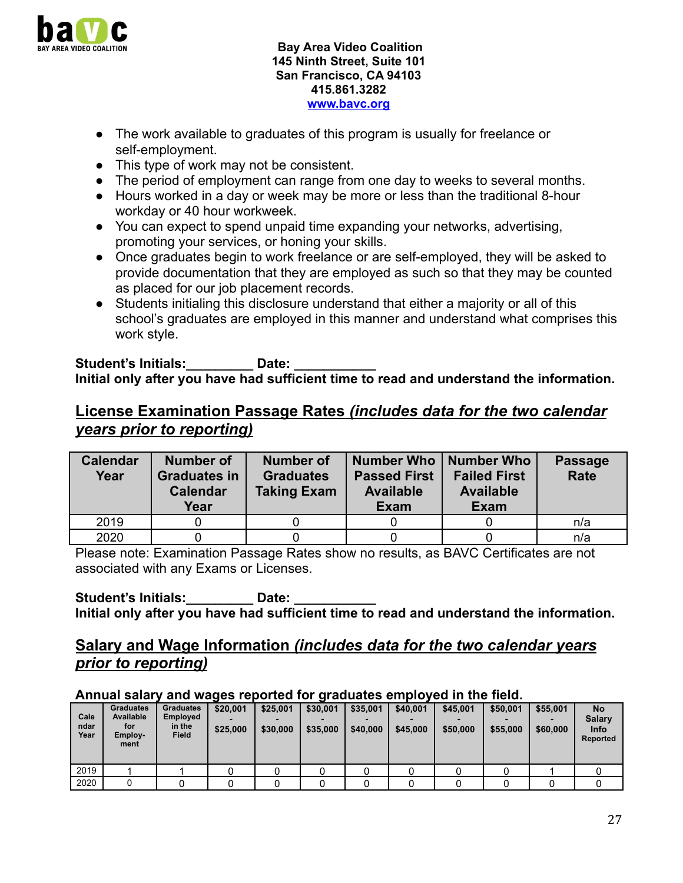Bay Area Video Coalition
145 Ninth Street, Suite 101
San Francisco, CA 94103
415.861.3282
www.bavc.org

- The work available to graduates of this program is usually for freelance or self-employment.
- This type of work may not be consistent.
- The period of employment can range from one day to weeks to several months.
- Hours worked in a day or week may be more or less than the traditional 8-hour workday or 40 hour workweek.
- You can expect to spend unpaid time expanding your networks, advertising, promoting your services, or honing your skills.
- Once graduates begin to work freelance or are self-employed, they will be asked to provide documentation that they are employed as such so that they may be counted as placed for our job placement records.
- Students initialing this disclosure understand that either a majority or all of this school's graduates are employed in this manner and understand what comprises this work style.

**Student's Initials:_________ Date: ___________**
**Initial only after you have had sufficient time to read and understand the information.**

## License Examination Passage Rates *(includes data for the two calendar years prior to reporting)*

| Calendar Year | Number of Graduates in Calendar Year | Number of Graduates Taking Exam | Number Who Passed First Available Exam | Number Who Failed First Available Exam | Passage Rate |
|---|---|---|---|---|---|
| 2019 | 0 | 0 | 0 | 0 | n/a |
| 2020 | 0 | 0 | 0 | 0 | n/a |

Please note: Examination Passage Rates show no results, as BAVC Certificates are not associated with any Exams or Licenses.

**Student's Initials:_________ Date: ___________**
**Initial only after you have had sufficient time to read and understand the information.**

## Salary and Wage Information *(includes data for the two calendar years prior to reporting)*

**Annual salary and wages reported for graduates employed in the field.**

| Calendar Year | Graduates Available for Employment | Graduates Employed in the Field | $20,001 - $25,000 | $25,001 - $30,000 | $30,001 - $35,000 | $35,001 - $40,000 | $40,001 - $45,000 | $45,001 - $50,000 | $50,001 - $55,000 | $55,001 - $60,000 | No Salary Info Reported |
|---|---|---|---|---|---|---|---|---|---|---|---|
| 2019 | 1 | 1 | 0 | 0 | 0 | 0 | 0 | 0 | 0 | 1 | 0 |
| 2020 | 0 | 0 | 0 | 0 | 0 | 0 | 0 | 0 | 0 | 0 | 0 |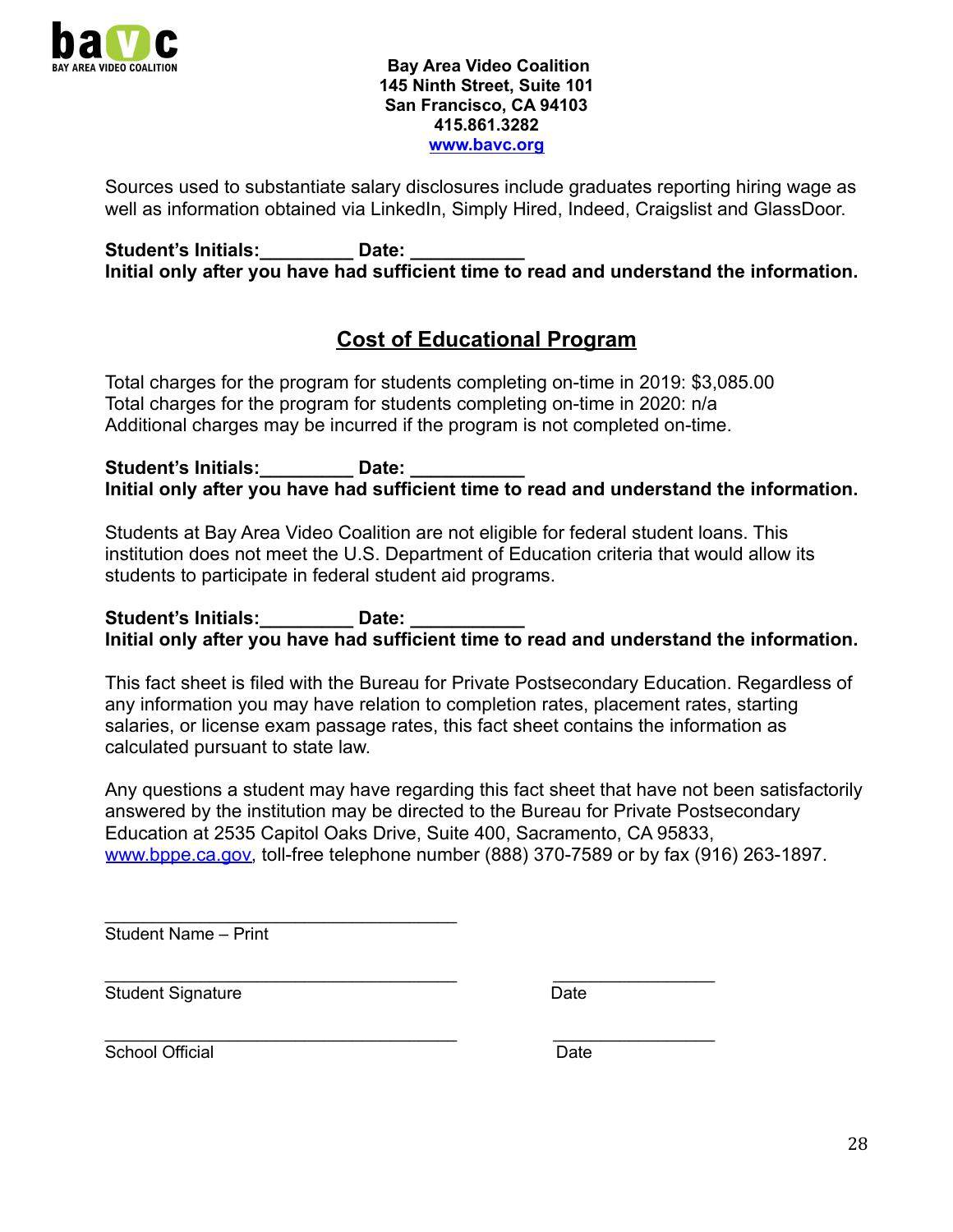**Bay Area Video Coalition**
**145 Ninth Street, Suite 101**
**San Francisco, CA 94103**
**415.861.3282**
**[www.bavc.org](http://www.bavc.org)**

Sources used to substantiate salary disclosures include graduates reporting hiring wage as well as information obtained via LinkedIn, Simply Hired, Indeed, Craigslist and GlassDoor.

**Student's Initials:_________ Date: ___________**
**Initial only after you have had sufficient time to read and understand the information.**

## Cost of Educational Program

Total charges for the program for students completing on-time in 2019: $3,085.00
Total charges for the program for students completing on-time in 2020: n/a
Additional charges may be incurred if the program is not completed on-time.

**Student's Initials:_________ Date: ___________**
**Initial only after you have had sufficient time to read and understand the information.**

Students at Bay Area Video Coalition are not eligible for federal student loans. This institution does not meet the U.S. Department of Education criteria that would allow its students to participate in federal student aid programs.

**Student's Initials:_________ Date: ___________**
**Initial only after you have had sufficient time to read and understand the information.**

This fact sheet is filed with the Bureau for Private Postsecondary Education. Regardless of any information you may have relation to completion rates, placement rates, starting salaries, or license exam passage rates, this fact sheet contains the information as calculated pursuant to state law.

Any questions a student may have regarding this fact sheet that have not been satisfactorily answered by the institution may be directed to the Bureau for Private Postsecondary Education at 2535 Capitol Oaks Drive, Suite 400, Sacramento, CA 95833, [www.bppe.ca.gov](http://www.bppe.ca.gov), toll-free telephone number (888) 370-7589 or by fax (916) 263-1897.

_____________________________________
Student Name – Print

_____________________________________ _________________
Student Signature Date

_____________________________________ _________________
School Official Date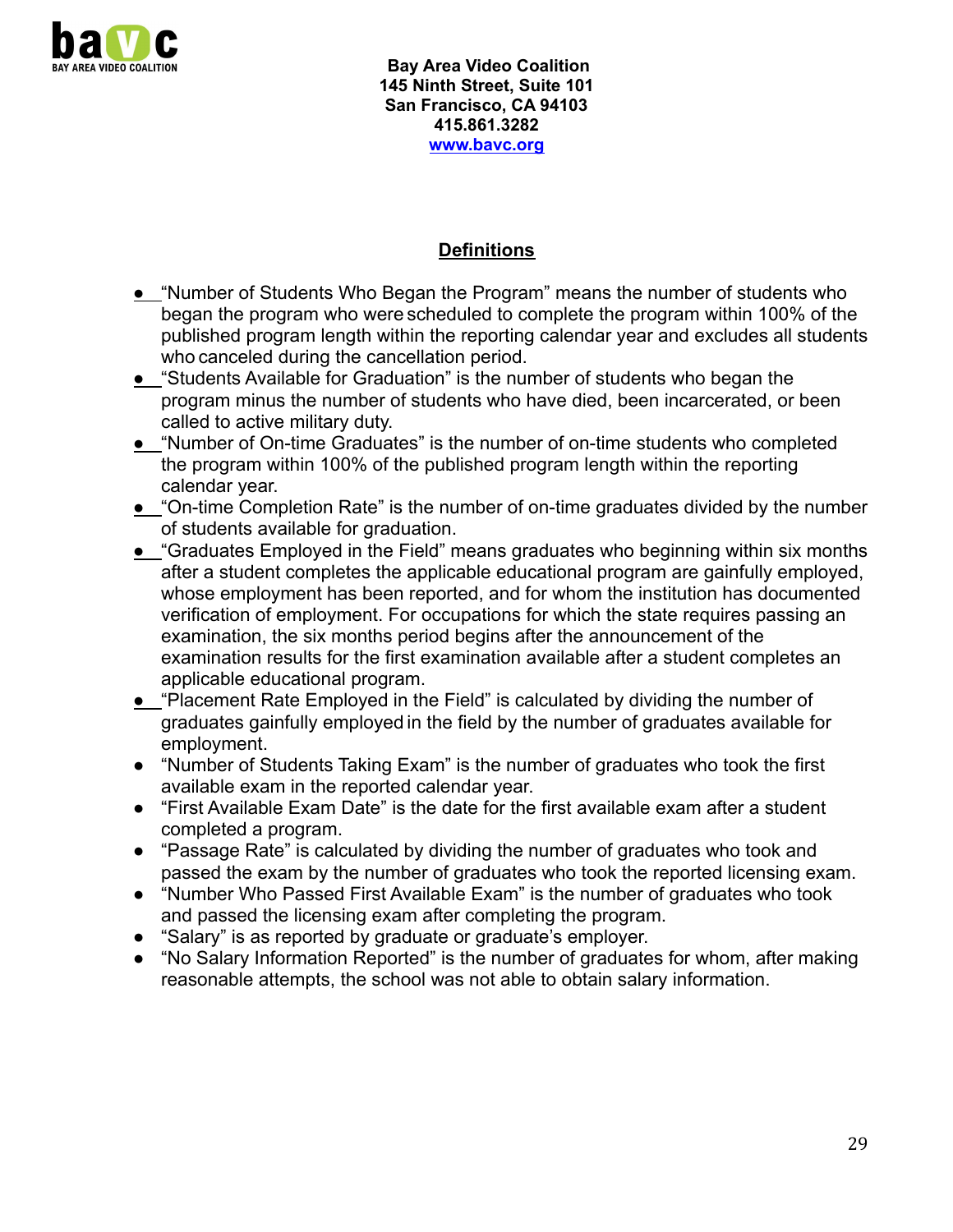Bay Area Video Coalition
145 Ninth Street, Suite 101
San Francisco, CA 94103
415.861.3282
www.bavc.org

## Definitions

- "Number of Students Who Began the Program" means the number of students who began the program who were scheduled to complete the program within 100% of the published program length within the reporting calendar year and excludes all students who canceled during the cancellation period.
- "Students Available for Graduation" is the number of students who began the program minus the number of students who have died, been incarcerated, or been called to active military duty.
- "Number of On-time Graduates" is the number of on-time students who completed the program within 100% of the published program length within the reporting calendar year.
- "On-time Completion Rate" is the number of on-time graduates divided by the number of students available for graduation.
- "Graduates Employed in the Field" means graduates who beginning within six months after a student completes the applicable educational program are gainfully employed, whose employment has been reported, and for whom the institution has documented verification of employment. For occupations for which the state requires passing an examination, the six months period begins after the announcement of the examination results for the first examination available after a student completes an applicable educational program.
- "Placement Rate Employed in the Field" is calculated by dividing the number of graduates gainfully employed in the field by the number of graduates available for employment.
- "Number of Students Taking Exam" is the number of graduates who took the first available exam in the reported calendar year.
- "First Available Exam Date" is the date for the first available exam after a student completed a program.
- "Passage Rate" is calculated by dividing the number of graduates who took and passed the exam by the number of graduates who took the reported licensing exam.
- "Number Who Passed First Available Exam" is the number of graduates who took and passed the licensing exam after completing the program.
- "Salary" is as reported by graduate or graduate's employer.
- "No Salary Information Reported" is the number of graduates for whom, after making reasonable attempts, the school was not able to obtain salary information.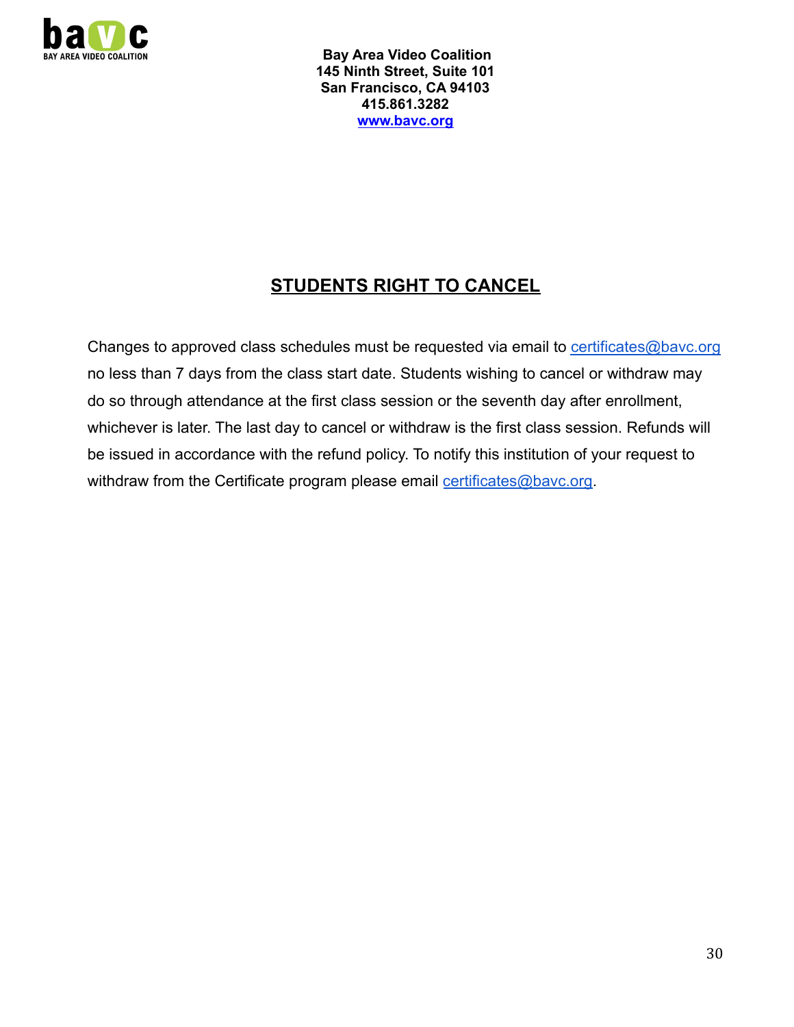**Bay Area Video Coalition**
**145 Ninth Street, Suite 101**
**San Francisco, CA 94103**
**415.861.3282**
**www.bavc.org**

## STUDENTS RIGHT TO CANCEL

Changes to approved class schedules must be requested via email to certificates@bavc.org no less than 7 days from the class start date. Students wishing to cancel or withdraw may do so through attendance at the first class session or the seventh day after enrollment, whichever is later. The last day to cancel or withdraw is the first class session. Refunds will be issued in accordance with the refund policy. To notify this institution of your request to withdraw from the Certificate program please email certificates@bavc.org.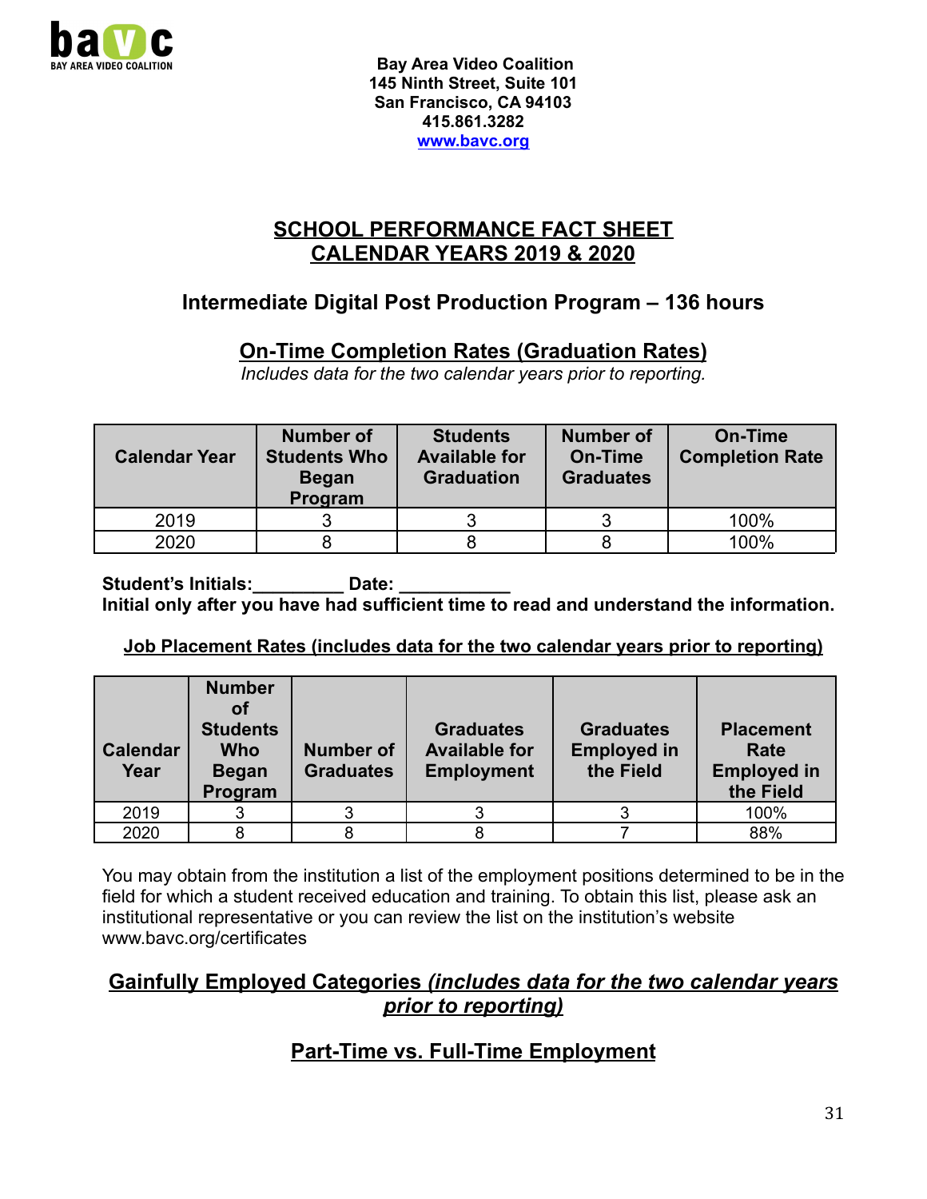Bay Area Video Coalition
145 Ninth Street, Suite 101
San Francisco, CA 94103
415.861.3282
www.bavc.org

# SCHOOL PERFORMANCE FACT SHEET
# CALENDAR YEARS 2019 & 2020

## Intermediate Digital Post Production Program – 136 hours

## On-Time Completion Rates (Graduation Rates)

*Includes data for the two calendar years prior to reporting.*

| Calendar Year | Number of Students Who Began Program | Students Available for Graduation | Number of On-Time Graduates | On-Time Completion Rate |
|---|---|---|---|---|
| 2019 | 3 | 3 | 3 | 100% |
| 2020 | 8 | 8 | 8 | 100% |

**Student's Initials:_________ Date: ___________**
**Initial only after you have had sufficient time to read and understand the information.**

**Job Placement Rates (includes data for the two calendar years prior to reporting)**

| Calendar Year | Number of Students Who Began Program | Number of Graduates | Graduates Available for Employment | Graduates Employed in the Field | Placement Rate Employed in the Field |
|---|---|---|---|---|---|
| 2019 | 3 | 3 | 3 | 3 | 100% |
| 2020 | 8 | 8 | 8 | 7 | 88% |

You may obtain from the institution a list of the employment positions determined to be in the field for which a student received education and training. To obtain this list, please ask an institutional representative or you can review the list on the institution's website www.bavc.org/certificates

## Gainfully Employed Categories *(includes data for the two calendar years prior to reporting)*

## Part-Time vs. Full-Time Employment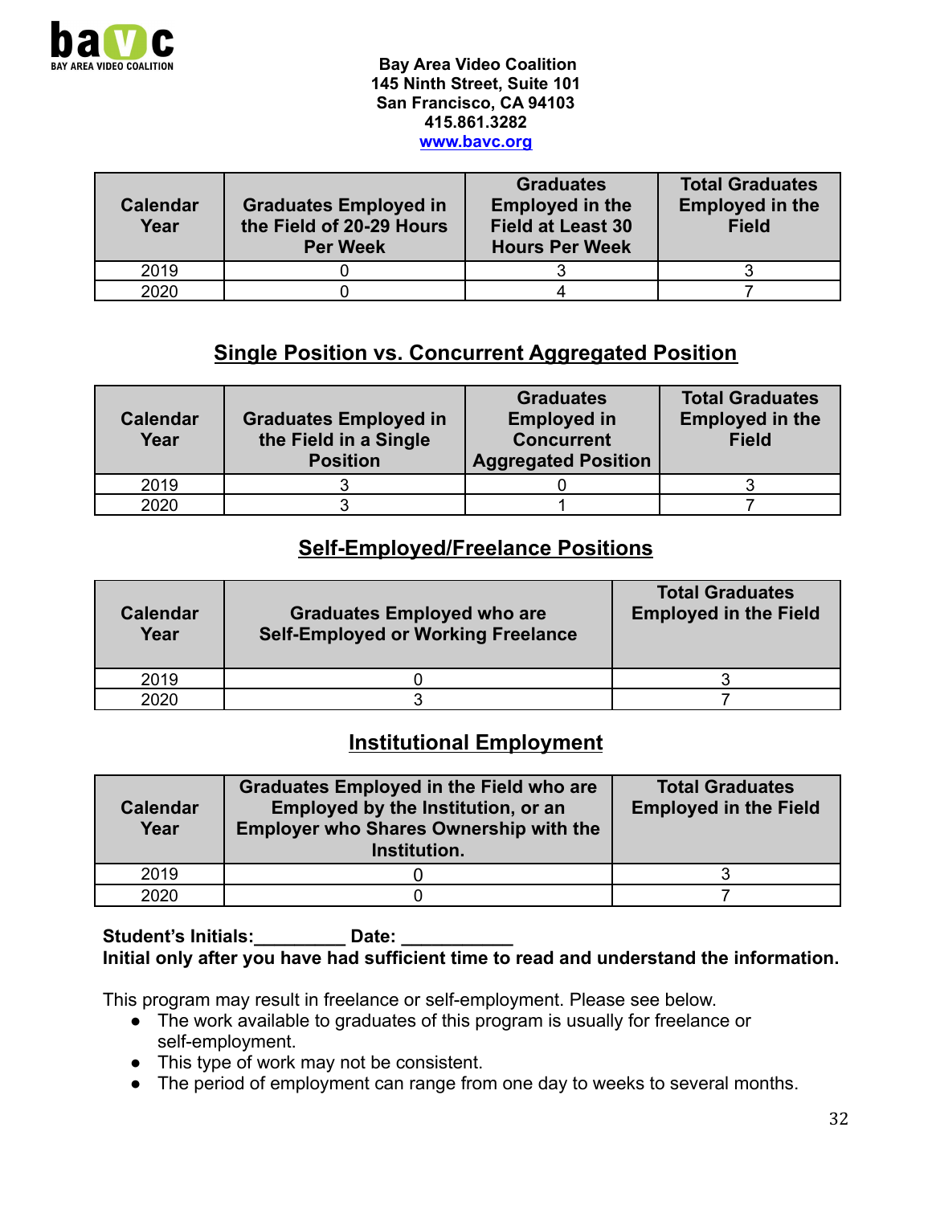**Bay Area Video Coalition**
**145 Ninth Street, Suite 101**
**San Francisco, CA 94103**
**415.861.3282**
**[www.bavc.org](http://www.bavc.org)**

| Calendar Year | Graduates Employed in the Field of 20-29 Hours Per Week | Graduates Employed in the Field at Least 30 Hours Per Week | Total Graduates Employed in the Field |
|---|---|---|---|
| 2019 | 0 | 3 | 3 |
| 2020 | 0 | 4 | 7 |

## Single Position vs. Concurrent Aggregated Position

| Calendar Year | Graduates Employed in the Field in a Single Position | Graduates Employed in Concurrent Aggregated Position | Total Graduates Employed in the Field |
|---|---|---|---|
| 2019 | 3 | 0 | 3 |
| 2020 | 3 | 1 | 7 |

## Self-Employed/Freelance Positions

| Calendar Year | Graduates Employed who are Self-Employed or Working Freelance | Total Graduates Employed in the Field |
|---|---|---|
| 2019 | 0 | 3 |
| 2020 | 3 | 7 |

## Institutional Employment

| Calendar Year | Graduates Employed in the Field who are Employed by the Institution, or an Employer who Shares Ownership with the Institution. | Total Graduates Employed in the Field |
|---|---|---|
| 2019 | 0 | 3 |
| 2020 | 0 | 7 |

**Student's Initials:_________ Date: ___________**
**Initial only after you have had sufficient time to read and understand the information.**

This program may result in freelance or self-employment. Please see below.

- The work available to graduates of this program is usually for freelance or self-employment.
- This type of work may not be consistent.
- The period of employment can range from one day to weeks to several months.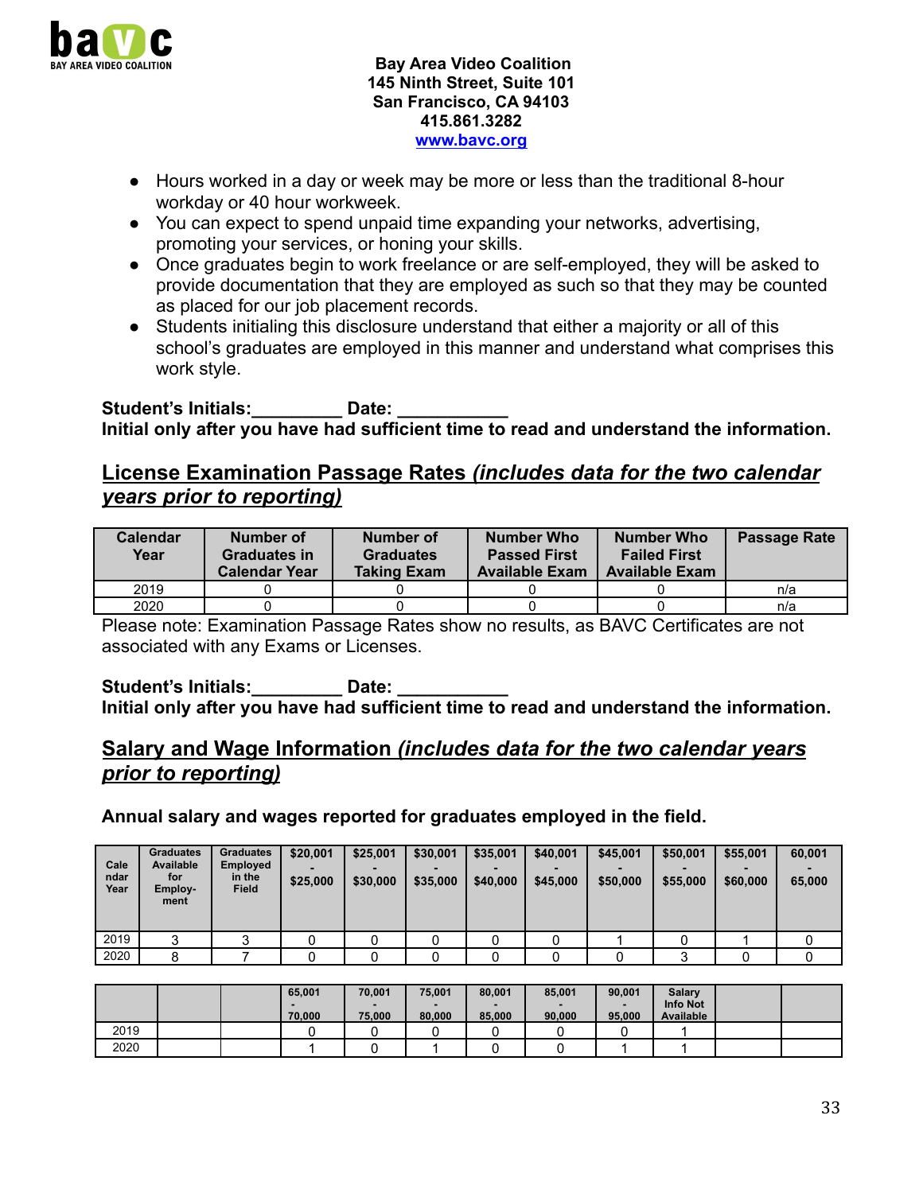Bay Area Video Coalition
145 Ninth Street, Suite 101
San Francisco, CA 94103
415.861.3282
www.bavc.org

- Hours worked in a day or week may be more or less than the traditional 8-hour workday or 40 hour workweek.
- You can expect to spend unpaid time expanding your networks, advertising, promoting your services, or honing your skills.
- Once graduates begin to work freelance or are self-employed, they will be asked to provide documentation that they are employed as such so that they may be counted as placed for our job placement records.
- Students initialing this disclosure understand that either a majority or all of this school's graduates are employed in this manner and understand what comprises this work style.

**Student's Initials:_________ Date: ___________**
**Initial only after you have had sufficient time to read and understand the information.**

## License Examination Passage Rates *(includes data for the two calendar years prior to reporting)*

| Calendar Year | Number of Graduates in Calendar Year | Number of Graduates Taking Exam | Number Who Passed First Available Exam | Number Who Failed First Available Exam | Passage Rate |
|---|---|---|---|---|---|
| 2019 | 0 | 0 | 0 | 0 | n/a |
| 2020 | 0 | 0 | 0 | 0 | n/a |

Please note: Examination Passage Rates show no results, as BAVC Certificates are not associated with any Exams or Licenses.

**Student's Initials:_________ Date: ___________**
**Initial only after you have had sufficient time to read and understand the information.**

## Salary and Wage Information *(includes data for the two calendar years prior to reporting)*

**Annual salary and wages reported for graduates employed in the field.**

| Calendar Year | Graduates Available for Employment | Graduates Employed in the Field | $20,001 - $25,000 | $25,001 - $30,000 | $30,001 - $35,000 | $35,001 - $40,000 | $40,001 - $45,000 | $45,001 - $50,000 | $50,001 - $55,000 | $55,001 - $60,000 | 60,001 - 65,000 |
|---|---|---|---|---|---|---|---|---|---|---|---|
| 2019 | 3 | 3 | 0 | 0 | 0 | 0 | 0 | 1 | 0 | 1 | 0 |
| 2020 | 8 | 7 | 0 | 0 | 0 | 0 | 0 | 0 | 3 | 0 | 0 |

| | | | 65,001 - 70,000 | 70,001 - 75,000 | 75,001 - 80,000 | 80,001 - 85,000 | 85,001 - 90,000 | 90,001 - 95,000 | Salary Info Not Available | | |
|---|---|---|---|---|---|---|---|---|---|---|---|
| 2019 | | | 0 | 0 | 0 | 0 | 0 | 0 | 1 | | |
| 2020 | | | 1 | 0 | 1 | 0 | 0 | 1 | 1 | | |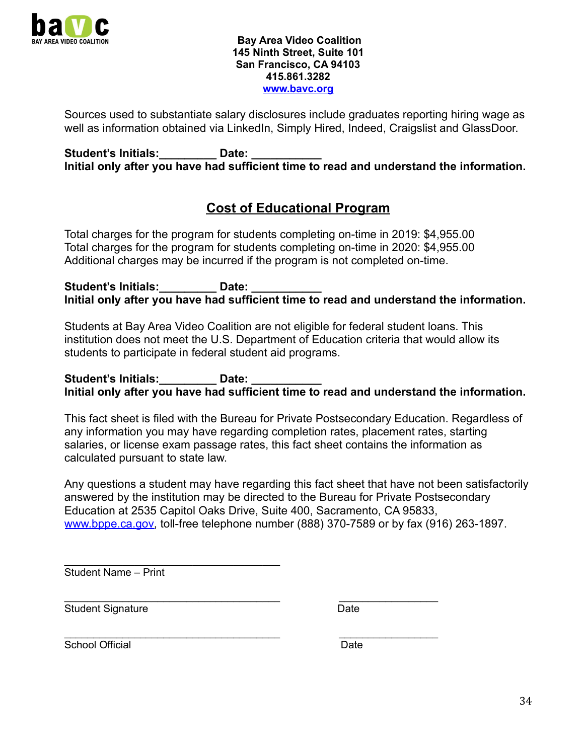**Bay Area Video Coalition**
**145 Ninth Street, Suite 101**
**San Francisco, CA 94103**
**415.861.3282**
**[www.bavc.org](http://www.bavc.org)**

Sources used to substantiate salary disclosures include graduates reporting hiring wage as well as information obtained via LinkedIn, Simply Hired, Indeed, Craigslist and GlassDoor.

**Student's Initials:_________ Date: ___________**
**Initial only after you have had sufficient time to read and understand the information.**

## Cost of Educational Program

Total charges for the program for students completing on-time in 2019: $4,955.00
Total charges for the program for students completing on-time in 2020: $4,955.00
Additional charges may be incurred if the program is not completed on-time.

**Student's Initials:_________ Date: ___________**
**Initial only after you have had sufficient time to read and understand the information.**

Students at Bay Area Video Coalition are not eligible for federal student loans. This institution does not meet the U.S. Department of Education criteria that would allow its students to participate in federal student aid programs.

**Student's Initials:_________ Date: ___________**
**Initial only after you have had sufficient time to read and understand the information.**

This fact sheet is filed with the Bureau for Private Postsecondary Education. Regardless of any information you may have regarding completion rates, placement rates, starting salaries, or license exam passage rates, this fact sheet contains the information as calculated pursuant to state law.

Any questions a student may have regarding this fact sheet that have not been satisfactorily answered by the institution may be directed to the Bureau for Private Postsecondary Education at 2535 Capitol Oaks Drive, Suite 400, Sacramento, CA 95833, [www.bppe.ca.gov](http://www.bppe.ca.gov), toll-free telephone number (888) 370-7589 or by fax (916) 263-1897.

\_\_\_\_\_\_\_\_\_\_\_\_\_\_\_\_\_\_\_\_\_\_\_\_\_\_\_\_\_\_\_\_\_\_\_\_
Student Name – Print

\_\_\_\_\_\_\_\_\_\_\_\_\_\_\_\_\_\_\_\_\_\_\_\_\_\_\_\_\_\_\_\_\_\_\_\_ \_\_\_\_\_\_\_\_\_\_\_\_\_\_\_\_
Student Signature Date

\_\_\_\_\_\_\_\_\_\_\_\_\_\_\_\_\_\_\_\_\_\_\_\_\_\_\_\_\_\_\_\_\_\_\_\_ \_\_\_\_\_\_\_\_\_\_\_\_\_\_\_\_
School Official Date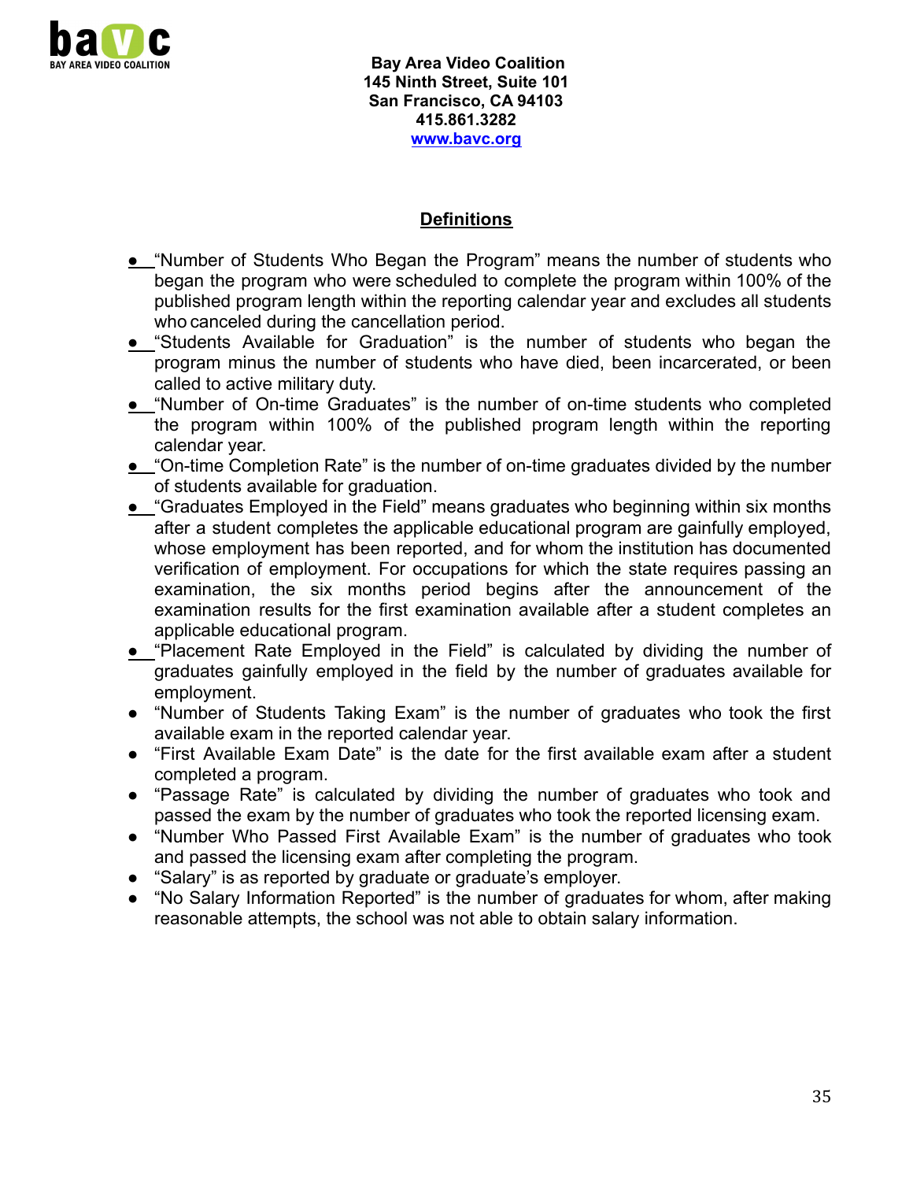**Bay Area Video Coalition**
**145 Ninth Street, Suite 101**
**San Francisco, CA 94103**
**415.861.3282**
**www.bavc.org**

## Definitions

- "Number of Students Who Began the Program" means the number of students who began the program who were scheduled to complete the program within 100% of the published program length within the reporting calendar year and excludes all students who canceled during the cancellation period.
- "Students Available for Graduation" is the number of students who began the program minus the number of students who have died, been incarcerated, or been called to active military duty.
- "Number of On-time Graduates" is the number of on-time students who completed the program within 100% of the published program length within the reporting calendar year.
- "On-time Completion Rate" is the number of on-time graduates divided by the number of students available for graduation.
- "Graduates Employed in the Field" means graduates who beginning within six months after a student completes the applicable educational program are gainfully employed, whose employment has been reported, and for whom the institution has documented verification of employment. For occupations for which the state requires passing an examination, the six months period begins after the announcement of the examination results for the first examination available after a student completes an applicable educational program.
- "Placement Rate Employed in the Field" is calculated by dividing the number of graduates gainfully employed in the field by the number of graduates available for employment.
- "Number of Students Taking Exam" is the number of graduates who took the first available exam in the reported calendar year.
- "First Available Exam Date" is the date for the first available exam after a student completed a program.
- "Passage Rate" is calculated by dividing the number of graduates who took and passed the exam by the number of graduates who took the reported licensing exam.
- "Number Who Passed First Available Exam" is the number of graduates who took and passed the licensing exam after completing the program.
- "Salary" is as reported by graduate or graduate's employer.
- "No Salary Information Reported" is the number of graduates for whom, after making reasonable attempts, the school was not able to obtain salary information.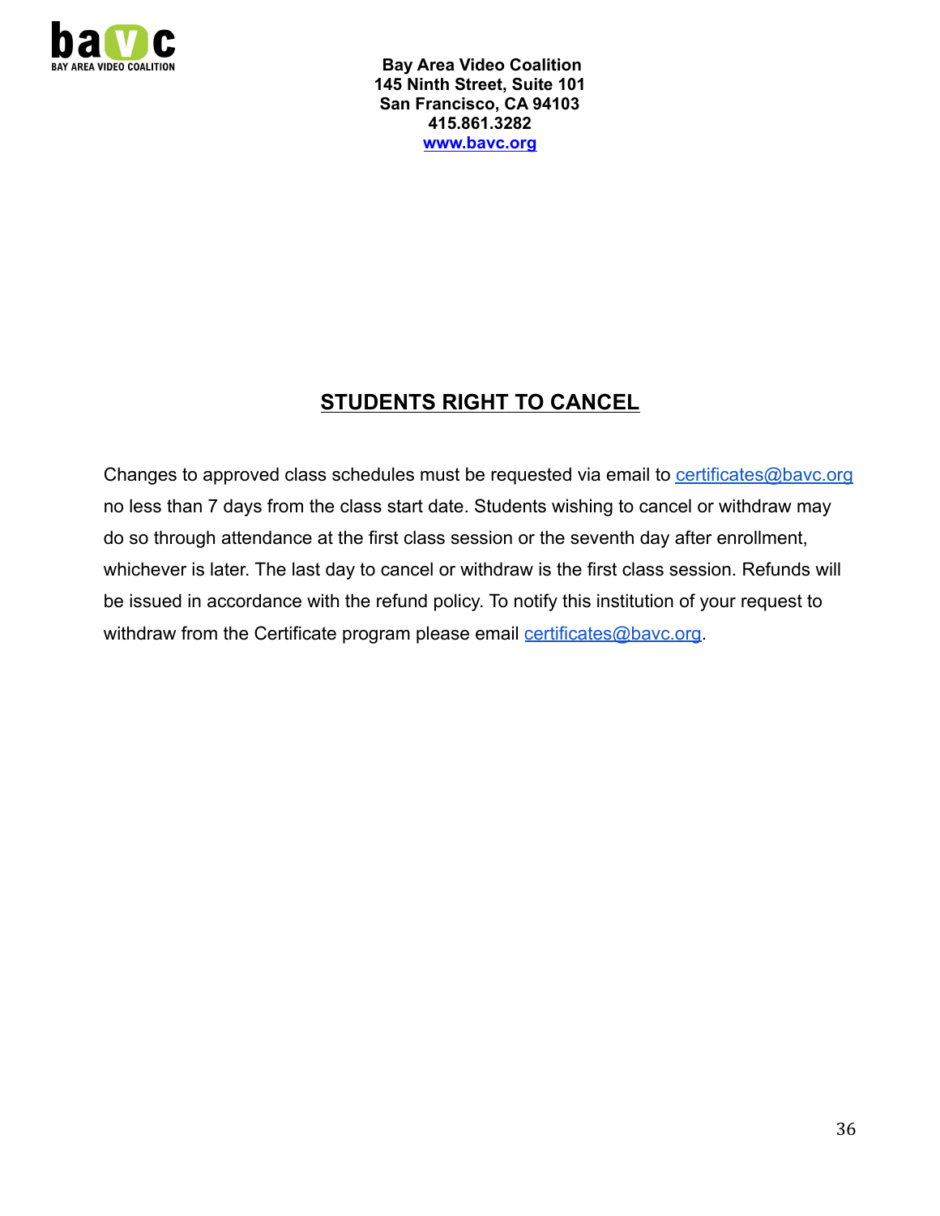**Bay Area Video Coalition**
**145 Ninth Street, Suite 101**
**San Francisco, CA 94103**
**415.861.3282**
**www.bavc.org**

## STUDENTS RIGHT TO CANCEL

Changes to approved class schedules must be requested via email to certificates@bavc.org no less than 7 days from the class start date. Students wishing to cancel or withdraw may do so through attendance at the first class session or the seventh day after enrollment, whichever is later. The last day to cancel or withdraw is the first class session. Refunds will be issued in accordance with the refund policy. To notify this institution of your request to withdraw from the Certificate program please email certificates@bavc.org.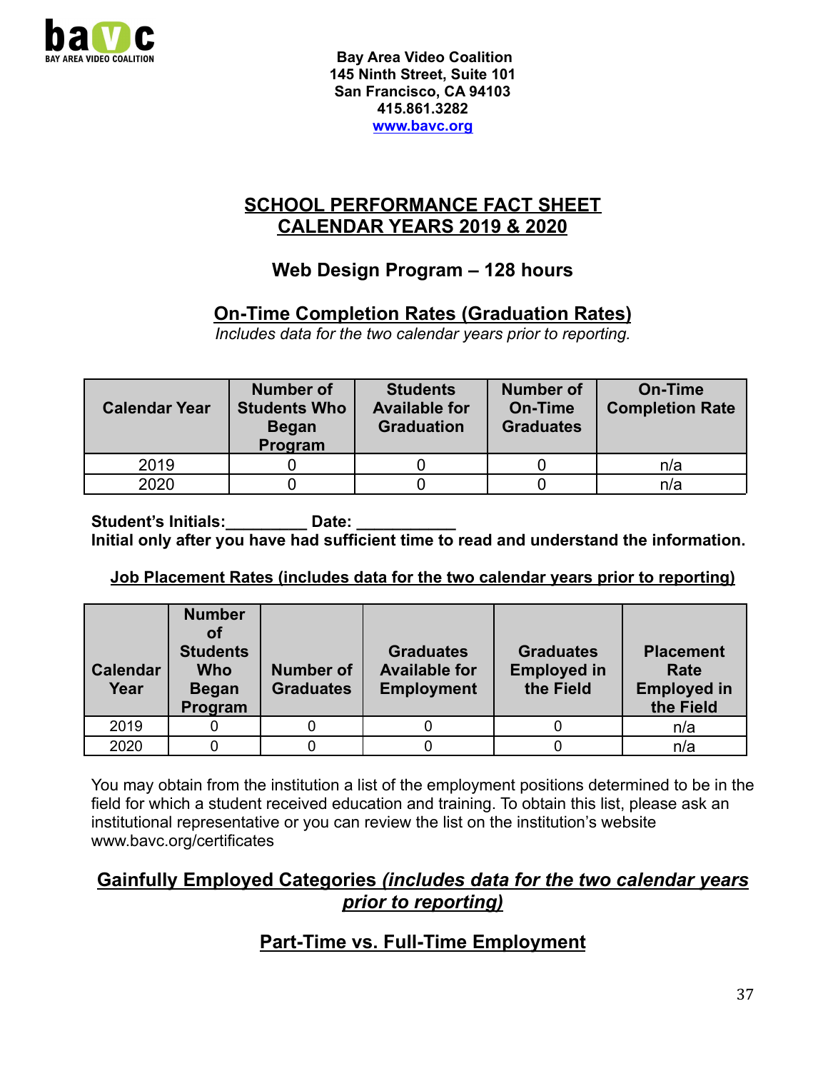**BAY AREA VIDEO COALITION**

**Bay Area Video Coalition**
**145 Ninth Street, Suite 101**
**San Francisco, CA 94103**
**415.861.3282**
**www.bavc.org**

## SCHOOL PERFORMANCE FACT SHEET
## CALENDAR YEARS 2019 & 2020

### Web Design Program – 128 hours

### On-Time Completion Rates (Graduation Rates)

*Includes data for the two calendar years prior to reporting.*

| Calendar Year | Number of Students Who Began Program | Students Available for Graduation | Number of On-Time Graduates | On-Time Completion Rate |
|---|---|---|---|---|
| 2019 | 0 | 0 | 0 | n/a |
| 2020 | 0 | 0 | 0 | n/a |

**Student's Initials:_________ Date: ___________**
**Initial only after you have had sufficient time to read and understand the information.**

**Job Placement Rates (includes data for the two calendar years prior to reporting)**

| Calendar Year | Number of Students Who Began Program | Number of Graduates | Graduates Available for Employment | Graduates Employed in the Field | Placement Rate Employed in the Field |
|---|---|---|---|---|---|
| 2019 | 0 | 0 | 0 | 0 | n/a |
| 2020 | 0 | 0 | 0 | 0 | n/a |

You may obtain from the institution a list of the employment positions determined to be in the field for which a student received education and training. To obtain this list, please ask an institutional representative or you can review the list on the institution's website www.bavc.org/certificates

### Gainfully Employed Categories *(includes data for the two calendar years prior to reporting)*

### Part-Time vs. Full-Time Employment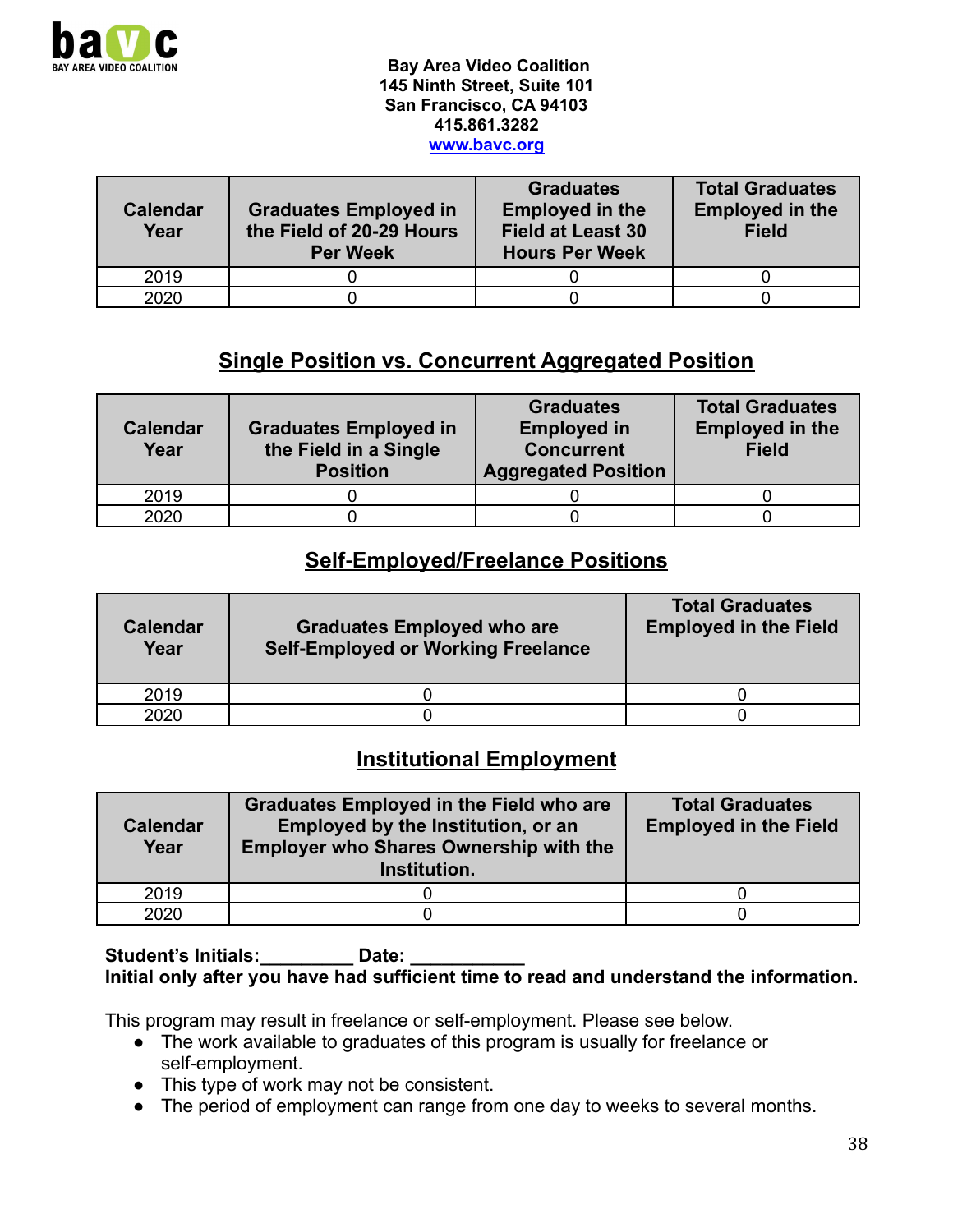**Bay Area Video Coalition**
**145 Ninth Street, Suite 101**
**San Francisco, CA 94103**
**415.861.3282**
**[www.bavc.org](http://www.bavc.org)**

| Calendar Year | Graduates Employed in the Field of 20-29 Hours Per Week | Graduates Employed in the Field at Least 30 Hours Per Week | Total Graduates Employed in the Field |
|---|---|---|---|
| 2019 | 0 | 0 | 0 |
| 2020 | 0 | 0 | 0 |

## Single Position vs. Concurrent Aggregated Position

| Calendar Year | Graduates Employed in the Field in a Single Position | Graduates Employed in Concurrent Aggregated Position | Total Graduates Employed in the Field |
|---|---|---|---|
| 2019 | 0 | 0 | 0 |
| 2020 | 0 | 0 | 0 |

## Self-Employed/Freelance Positions

| Calendar Year | Graduates Employed who are Self-Employed or Working Freelance | Total Graduates Employed in the Field |
|---|---|---|
| 2019 | 0 | 0 |
| 2020 | 0 | 0 |

## Institutional Employment

| Calendar Year | Graduates Employed in the Field who are Employed by the Institution, or an Employer who Shares Ownership with the Institution. | Total Graduates Employed in the Field |
|---|---|---|
| 2019 | 0 | 0 |
| 2020 | 0 | 0 |

**Student's Initials:_________ Date: ___________**
**Initial only after you have had sufficient time to read and understand the information.**

This program may result in freelance or self-employment. Please see below.

- The work available to graduates of this program is usually for freelance or self-employment.
- This type of work may not be consistent.
- The period of employment can range from one day to weeks to several months.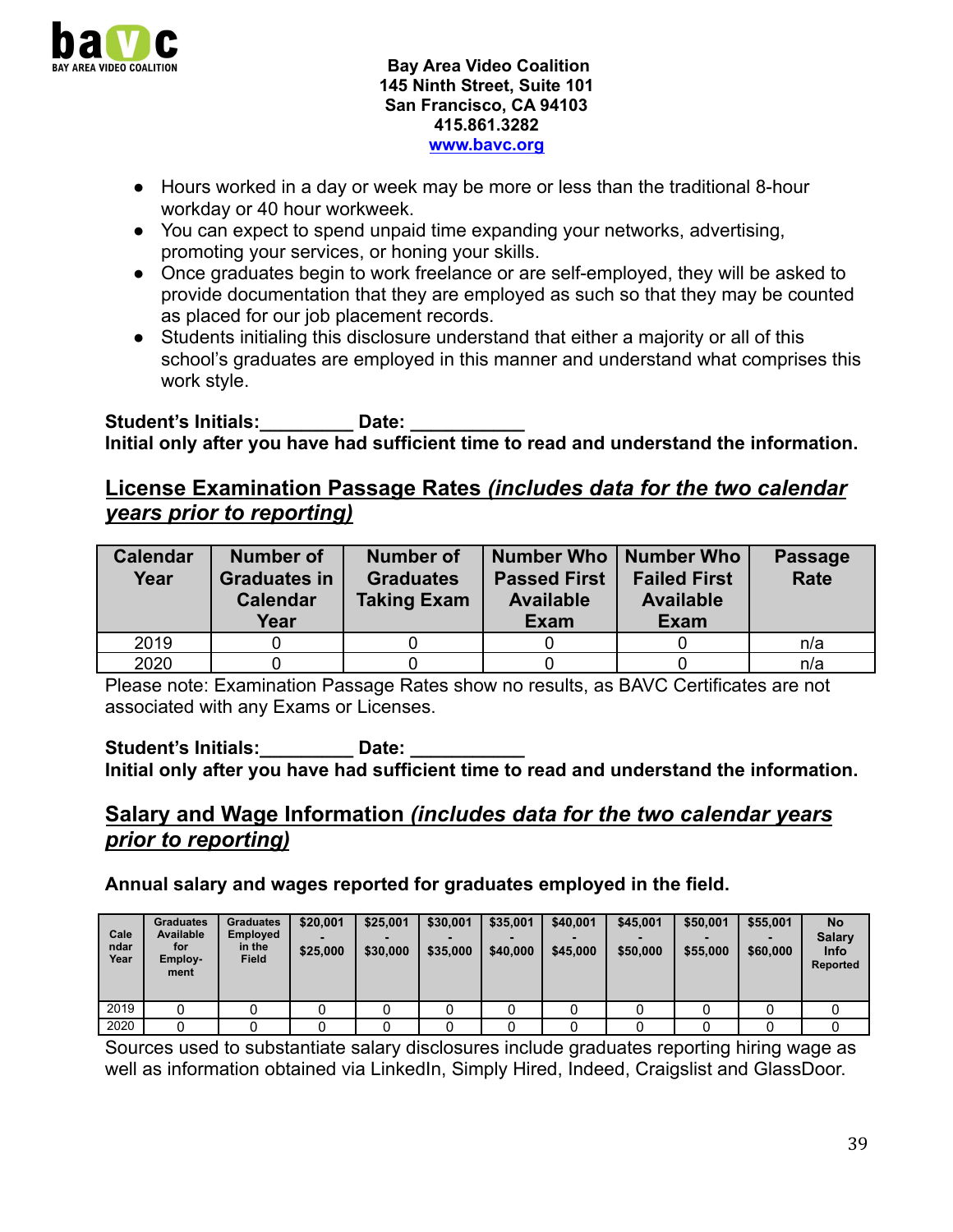**Bay Area Video Coalition**
**145 Ninth Street, Suite 101**
**San Francisco, CA 94103**
**415.861.3282**
**www.bavc.org**

- Hours worked in a day or week may be more or less than the traditional 8-hour workday or 40 hour workweek.
- You can expect to spend unpaid time expanding your networks, advertising, promoting your services, or honing your skills.
- Once graduates begin to work freelance or are self-employed, they will be asked to provide documentation that they are employed as such so that they may be counted as placed for our job placement records.
- Students initialing this disclosure understand that either a majority or all of this school's graduates are employed in this manner and understand what comprises this work style.

**Student's Initials:_________ Date: ___________**
**Initial only after you have had sufficient time to read and understand the information.**

## License Examination Passage Rates *(includes data for the two calendar years prior to reporting)*

| Calendar Year | Number of Graduates in Calendar Year | Number of Graduates Taking Exam | Number Who Passed First Available Exam | Number Who Failed First Available Exam | Passage Rate |
|---|---|---|---|---|---|
| 2019 | 0 | 0 | 0 | 0 | n/a |
| 2020 | 0 | 0 | 0 | 0 | n/a |

Please note: Examination Passage Rates show no results, as BAVC Certificates are not associated with any Exams or Licenses.

**Student's Initials:_________ Date: ___________**
**Initial only after you have had sufficient time to read and understand the information.**

## Salary and Wage Information *(includes data for the two calendar years prior to reporting)*

**Annual salary and wages reported for graduates employed in the field.**

| Calendar Year | Graduates Available for Employment | Graduates Employed in the Field | $20,001 - $25,000 | $25,001 - $30,000 | $30,001 - $35,000 | $35,001 - $40,000 | $40,001 - $45,000 | $45,001 - $50,000 | $50,001 - $55,000 | $55,001 - $60,000 | No Salary Info Reported |
|---|---|---|---|---|---|---|---|---|---|---|---|
| 2019 | 0 | 0 | 0 | 0 | 0 | 0 | 0 | 0 | 0 | 0 | 0 |
| 2020 | 0 | 0 | 0 | 0 | 0 | 0 | 0 | 0 | 0 | 0 | 0 |

Sources used to substantiate salary disclosures include graduates reporting hiring wage as well as information obtained via LinkedIn, Simply Hired, Indeed, Craigslist and GlassDoor.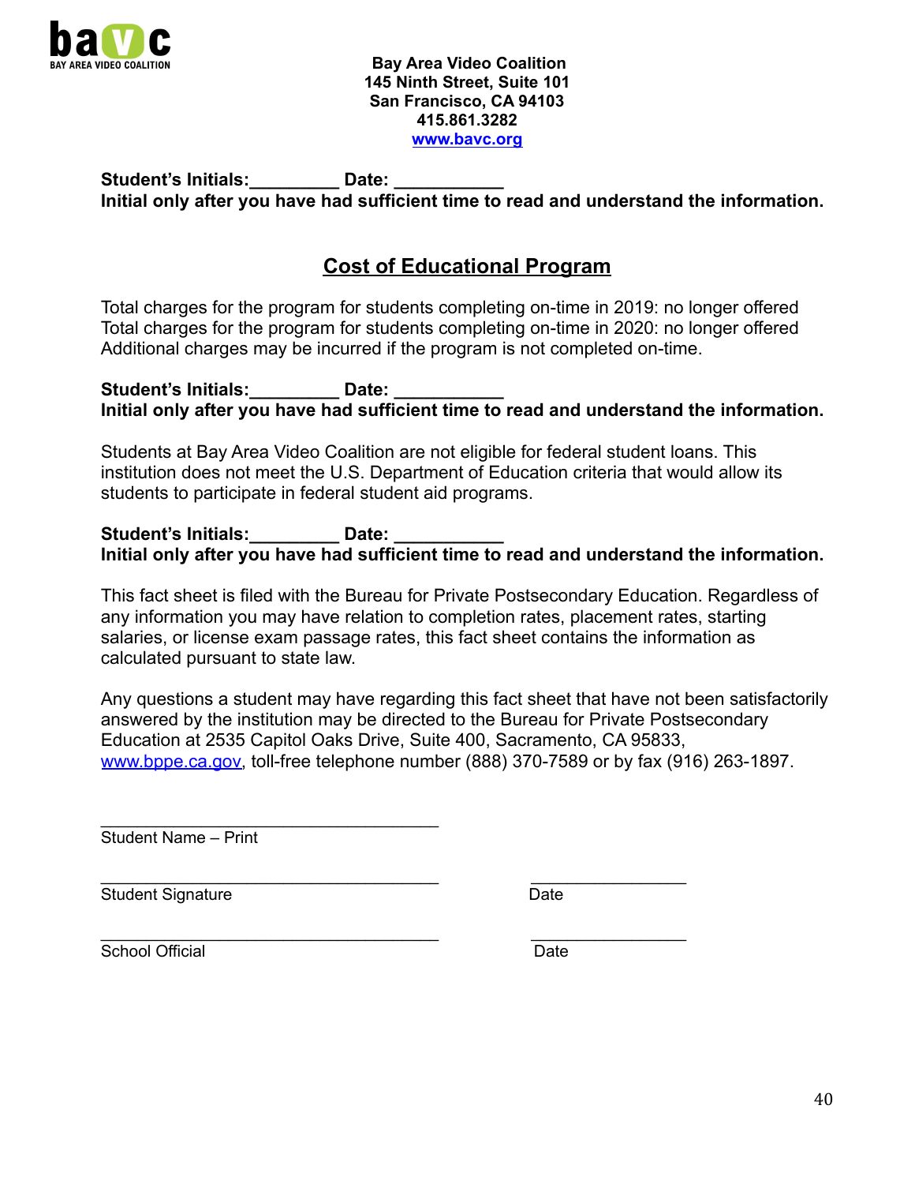**Bay Area Video Coalition**
**145 Ninth Street, Suite 101**
**San Francisco, CA 94103**
**415.861.3282**
**[www.bavc.org](http://www.bavc.org)**

**Student's Initials:_________ Date: ___________**
**Initial only after you have had sufficient time to read and understand the information.**

## Cost of Educational Program

Total charges for the program for students completing on-time in 2019: no longer offered
Total charges for the program for students completing on-time in 2020: no longer offered
Additional charges may be incurred if the program is not completed on-time.

**Student's Initials:_________ Date: ___________**
**Initial only after you have had sufficient time to read and understand the information.**

Students at Bay Area Video Coalition are not eligible for federal student loans. This institution does not meet the U.S. Department of Education criteria that would allow its students to participate in federal student aid programs.

**Student's Initials:_________ Date: ___________**
**Initial only after you have had sufficient time to read and understand the information.**

This fact sheet is filed with the Bureau for Private Postsecondary Education. Regardless of any information you may have relation to completion rates, placement rates, starting salaries, or license exam passage rates, this fact sheet contains the information as calculated pursuant to state law.

Any questions a student may have regarding this fact sheet that have not been satisfactorily answered by the institution may be directed to the Bureau for Private Postsecondary Education at 2535 Capitol Oaks Drive, Suite 400, Sacramento, CA 95833, [www.bppe.ca.gov](http://www.bppe.ca.gov), toll-free telephone number (888) 370-7589 or by fax (916) 263-1897.

____________________________________
Student Name – Print

____________________________________ _________________
Student Signature Date

____________________________________ _________________
School Official Date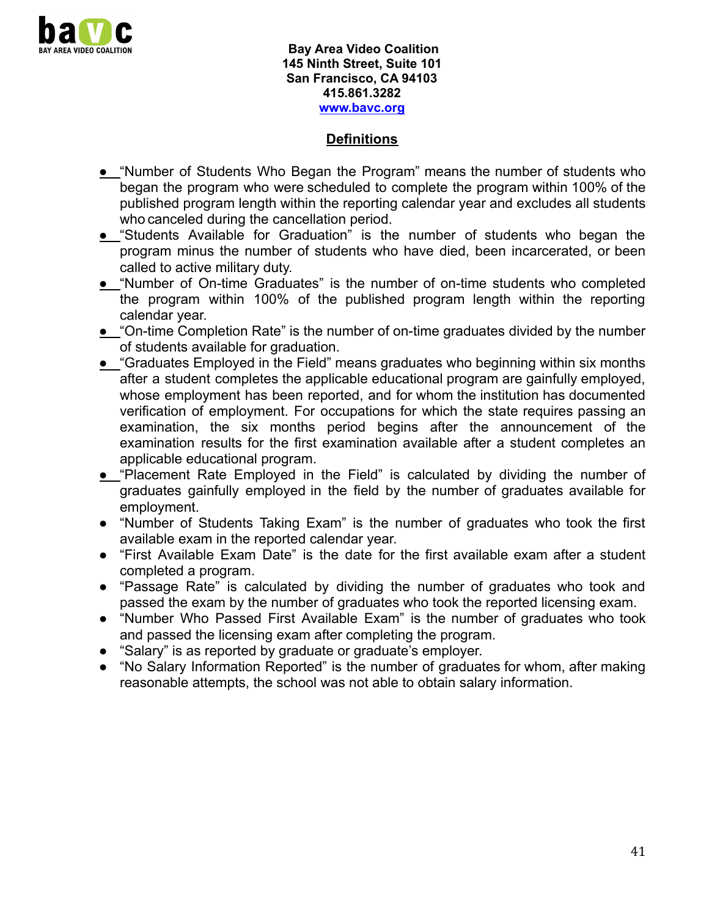**Bay Area Video Coalition**
**145 Ninth Street, Suite 101**
**San Francisco, CA 94103**
**415.861.3282**
**[www.bavc.org](http://www.bavc.org)**

## Definitions

- "Number of Students Who Began the Program" means the number of students who began the program who were scheduled to complete the program within 100% of the published program length within the reporting calendar year and excludes all students who canceled during the cancellation period.
- "Students Available for Graduation" is the number of students who began the program minus the number of students who have died, been incarcerated, or been called to active military duty.
- "Number of On-time Graduates" is the number of on-time students who completed the program within 100% of the published program length within the reporting calendar year.
- "On-time Completion Rate" is the number of on-time graduates divided by the number of students available for graduation.
- "Graduates Employed in the Field" means graduates who beginning within six months after a student completes the applicable educational program are gainfully employed, whose employment has been reported, and for whom the institution has documented verification of employment. For occupations for which the state requires passing an examination, the six months period begins after the announcement of the examination results for the first examination available after a student completes an applicable educational program.
- "Placement Rate Employed in the Field" is calculated by dividing the number of graduates gainfully employed in the field by the number of graduates available for employment.
- "Number of Students Taking Exam" is the number of graduates who took the first available exam in the reported calendar year.
- "First Available Exam Date" is the date for the first available exam after a student completed a program.
- "Passage Rate" is calculated by dividing the number of graduates who took and passed the exam by the number of graduates who took the reported licensing exam.
- "Number Who Passed First Available Exam" is the number of graduates who took and passed the licensing exam after completing the program.
- "Salary" is as reported by graduate or graduate's employer.
- "No Salary Information Reported" is the number of graduates for whom, after making reasonable attempts, the school was not able to obtain salary information.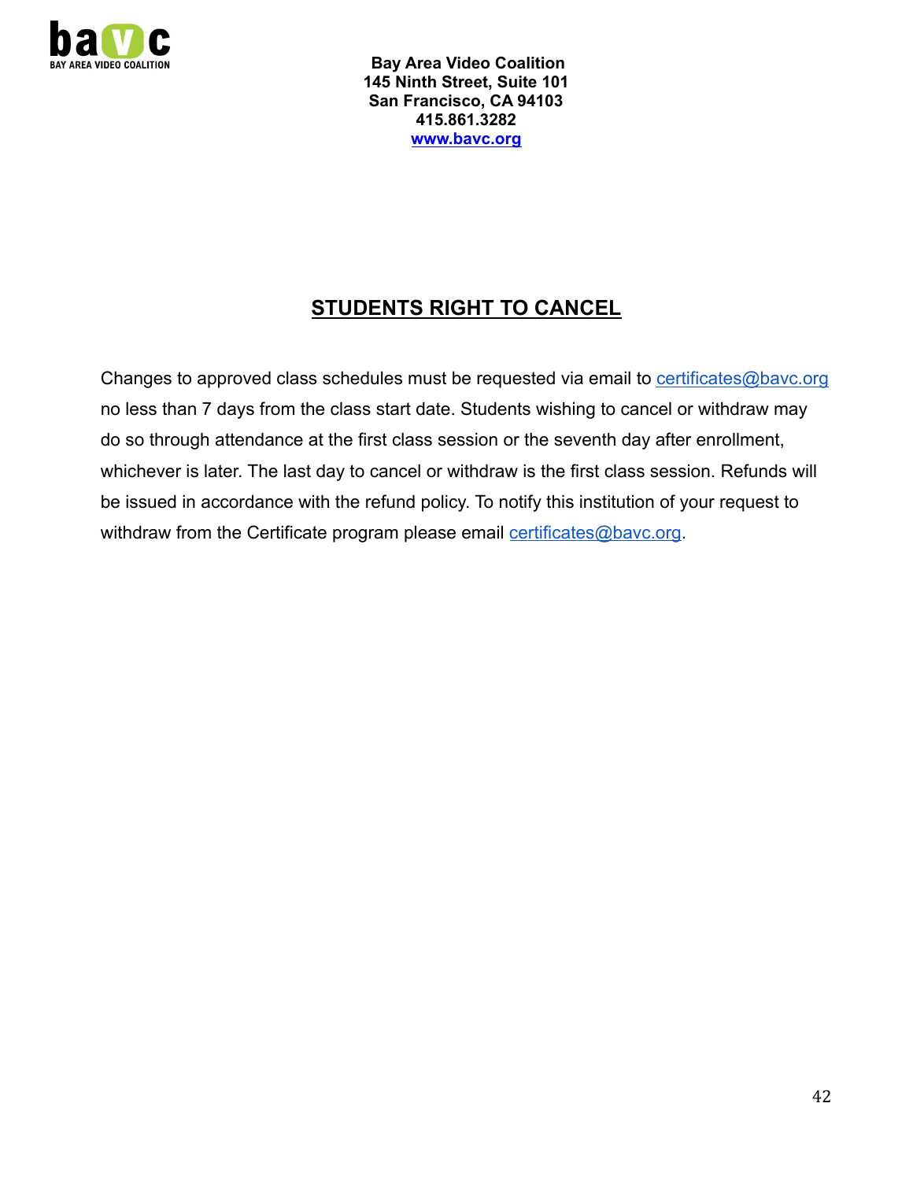Bay Area Video Coalition
145 Ninth Street, Suite 101
San Francisco, CA 94103
415.861.3282
www.bavc.org

## STUDENTS RIGHT TO CANCEL

Changes to approved class schedules must be requested via email to certificates@bavc.org no less than 7 days from the class start date. Students wishing to cancel or withdraw may do so through attendance at the first class session or the seventh day after enrollment, whichever is later. The last day to cancel or withdraw is the first class session. Refunds will be issued in accordance with the refund policy. To notify this institution of your request to withdraw from the Certificate program please email certificates@bavc.org.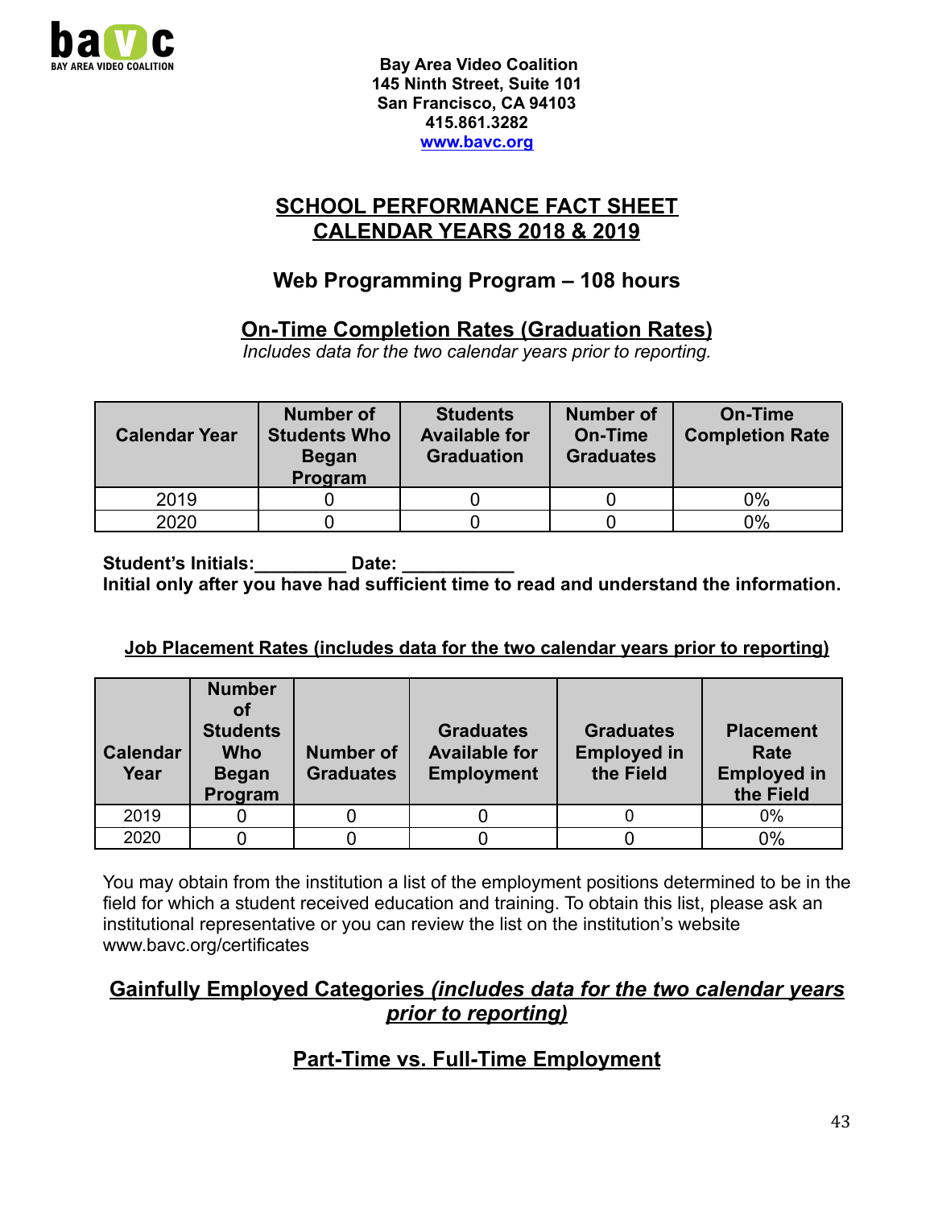Bay Area Video Coalition
145 Ninth Street, Suite 101
San Francisco, CA 94103
415.861.3282
www.bavc.org

# SCHOOL PERFORMANCE FACT SHEET
# CALENDAR YEARS 2018 & 2019

## Web Programming Program – 108 hours

## On-Time Completion Rates (Graduation Rates)

*Includes data for the two calendar years prior to reporting.*

| Calendar Year | Number of Students Who Began Program | Students Available for Graduation | Number of On-Time Graduates | On-Time Completion Rate |
|---|---|---|---|---|
| 2019 | 0 | 0 | 0 | 0% |
| 2020 | 0 | 0 | 0 | 0% |

**Student's Initials:_________ Date: ___________**
**Initial only after you have had sufficient time to read and understand the information.**

### Job Placement Rates (includes data for the two calendar years prior to reporting)

| Calendar Year | Number of Students Who Began Program | Number of Graduates | Graduates Available for Employment | Graduates Employed in the Field | Placement Rate Employed in the Field |
|---|---|---|---|---|---|
| 2019 | 0 | 0 | 0 | 0 | 0% |
| 2020 | 0 | 0 | 0 | 0 | 0% |

You may obtain from the institution a list of the employment positions determined to be in the field for which a student received education and training. To obtain this list, please ask an institutional representative or you can review the list on the institution's website www.bavc.org/certificates

## Gainfully Employed Categories *(includes data for the two calendar years prior to reporting)*

## Part-Time vs. Full-Time Employment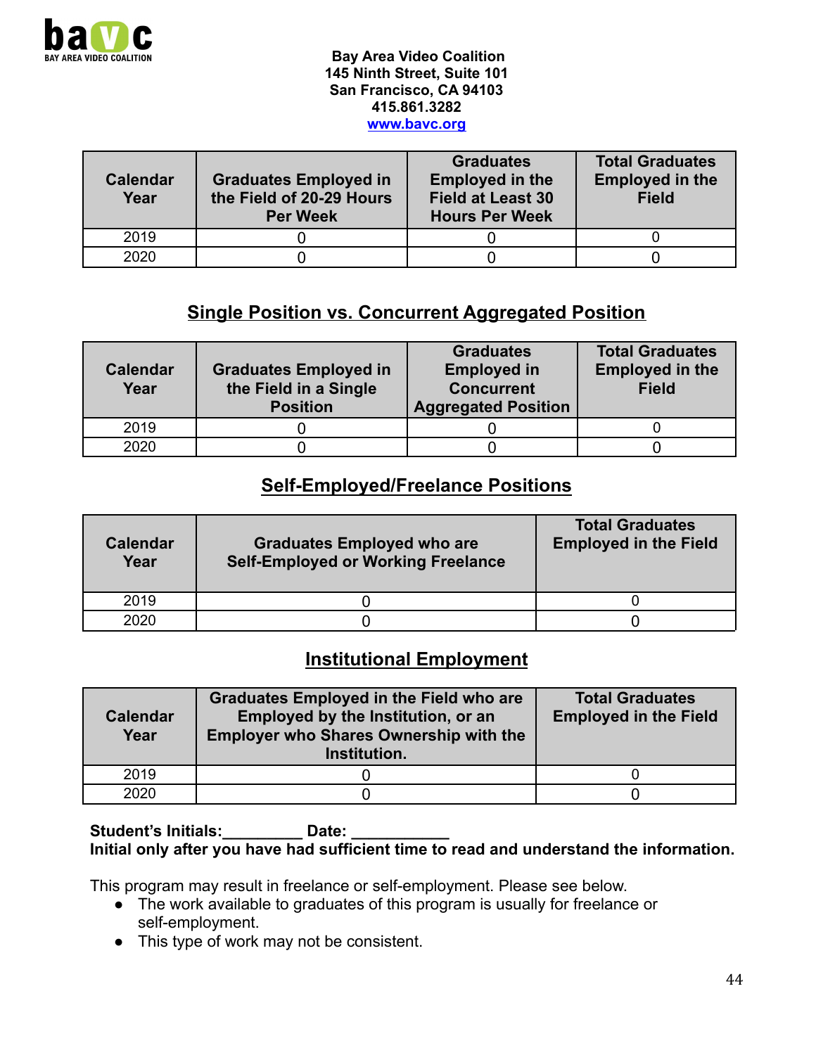Bay Area Video Coalition
145 Ninth Street, Suite 101
San Francisco, CA 94103
415.861.3282
www.bavc.org

| Calendar Year | Graduates Employed in the Field of 20-29 Hours Per Week | Graduates Employed in the Field at Least 30 Hours Per Week | Total Graduates Employed in the Field |
|---|---|---|---|
| 2019 | 0 | 0 | 0 |
| 2020 | 0 | 0 | 0 |

## Single Position vs. Concurrent Aggregated Position

| Calendar Year | Graduates Employed in the Field in a Single Position | Graduates Employed in Concurrent Aggregated Position | Total Graduates Employed in the Field |
|---|---|---|---|
| 2019 | 0 | 0 | 0 |
| 2020 | 0 | 0 | 0 |

## Self-Employed/Freelance Positions

| Calendar Year | Graduates Employed who are Self-Employed or Working Freelance | Total Graduates Employed in the Field |
|---|---|---|
| 2019 | 0 | 0 |
| 2020 | 0 | 0 |

## Institutional Employment

| Calendar Year | Graduates Employed in the Field who are Employed by the Institution, or an Employer who Shares Ownership with the Institution. | Total Graduates Employed in the Field |
|---|---|---|
| 2019 | 0 | 0 |
| 2020 | 0 | 0 |

**Student's Initials:_________ Date: ___________**
**Initial only after you have had sufficient time to read and understand the information.**

This program may result in freelance or self-employment. Please see below.

- The work available to graduates of this program is usually for freelance or self-employment.
- This type of work may not be consistent.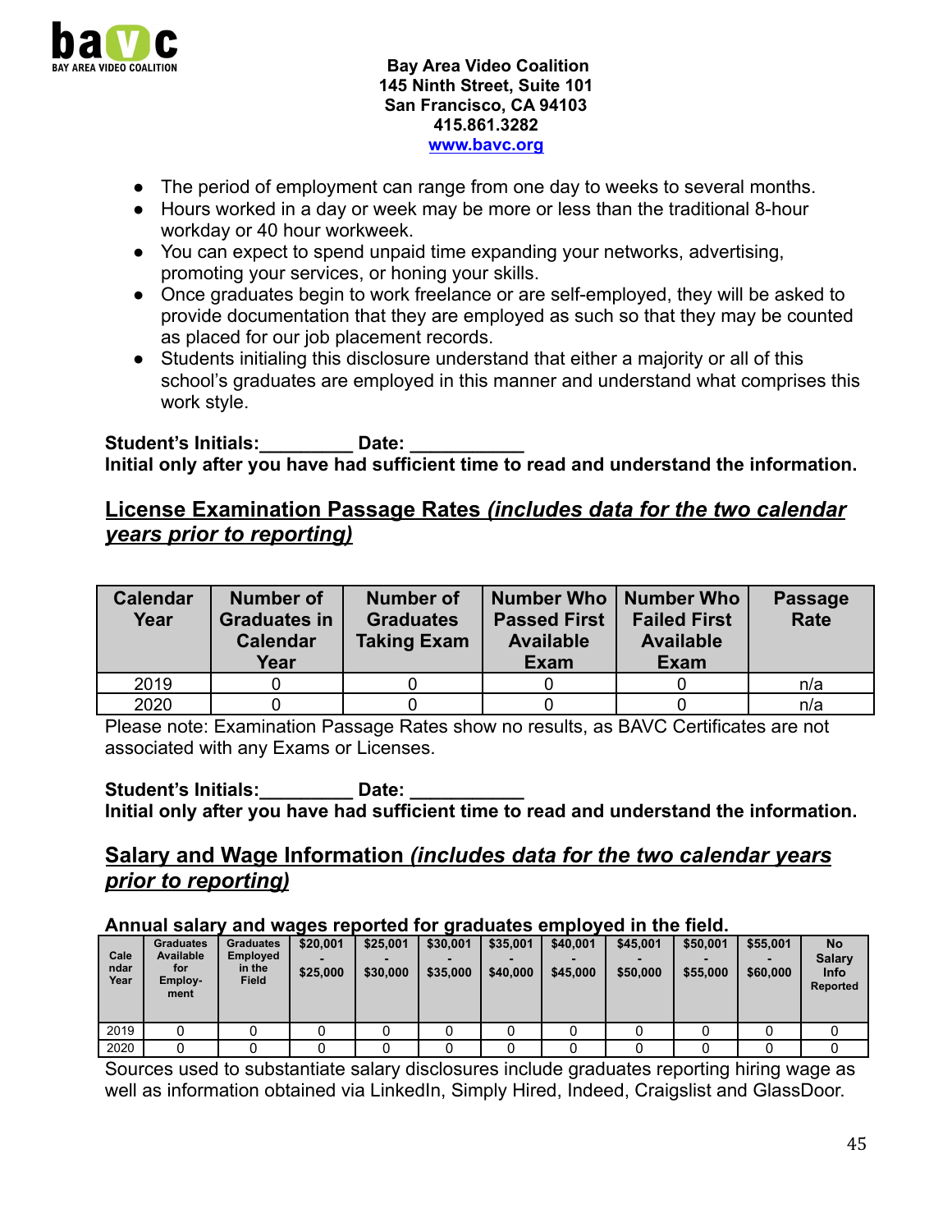**Bay Area Video Coalition**
**145 Ninth Street, Suite 101**
**San Francisco, CA 94103**
**415.861.3282**
**www.bavc.org**

- The period of employment can range from one day to weeks to several months.
- Hours worked in a day or week may be more or less than the traditional 8-hour workday or 40 hour workweek.
- You can expect to spend unpaid time expanding your networks, advertising, promoting your services, or honing your skills.
- Once graduates begin to work freelance or are self-employed, they will be asked to provide documentation that they are employed as such so that they may be counted as placed for our job placement records.
- Students initialing this disclosure understand that either a majority or all of this school's graduates are employed in this manner and understand what comprises this work style.

**Student's Initials:_________ Date: ___________**
**Initial only after you have had sufficient time to read and understand the information.**

## License Examination Passage Rates *(includes data for the two calendar years prior to reporting)*

| Calendar Year | Number of Graduates in Calendar Year | Number of Graduates Taking Exam | Number Who Passed First Available Exam | Number Who Failed First Available Exam | Passage Rate |
|---|---|---|---|---|---|
| 2019 | 0 | 0 | 0 | 0 | n/a |
| 2020 | 0 | 0 | 0 | 0 | n/a |

Please note: Examination Passage Rates show no results, as BAVC Certificates are not associated with any Exams or Licenses.

**Student's Initials:_________ Date: ___________**
**Initial only after you have had sufficient time to read and understand the information.**

## Salary and Wage Information *(includes data for the two calendar years prior to reporting)*

**Annual salary and wages reported for graduates employed in the field.**

| Calendar Year | Graduates Available for Employment | Graduates Employed in the Field | $20,001 - $25,000 | $25,001 - $30,000 | $30,001 - $35,000 | $35,001 - $40,000 | $40,001 - $45,000 | $45,001 - $50,000 | $50,001 - $55,000 | $55,001 - $60,000 | No Salary Info Reported |
|---|---|---|---|---|---|---|---|---|---|---|---|
| 2019 | 0 | 0 | 0 | 0 | 0 | 0 | 0 | 0 | 0 | 0 | 0 |
| 2020 | 0 | 0 | 0 | 0 | 0 | 0 | 0 | 0 | 0 | 0 | 0 |

Sources used to substantiate salary disclosures include graduates reporting hiring wage as well as information obtained via LinkedIn, Simply Hired, Indeed, Craigslist and GlassDoor.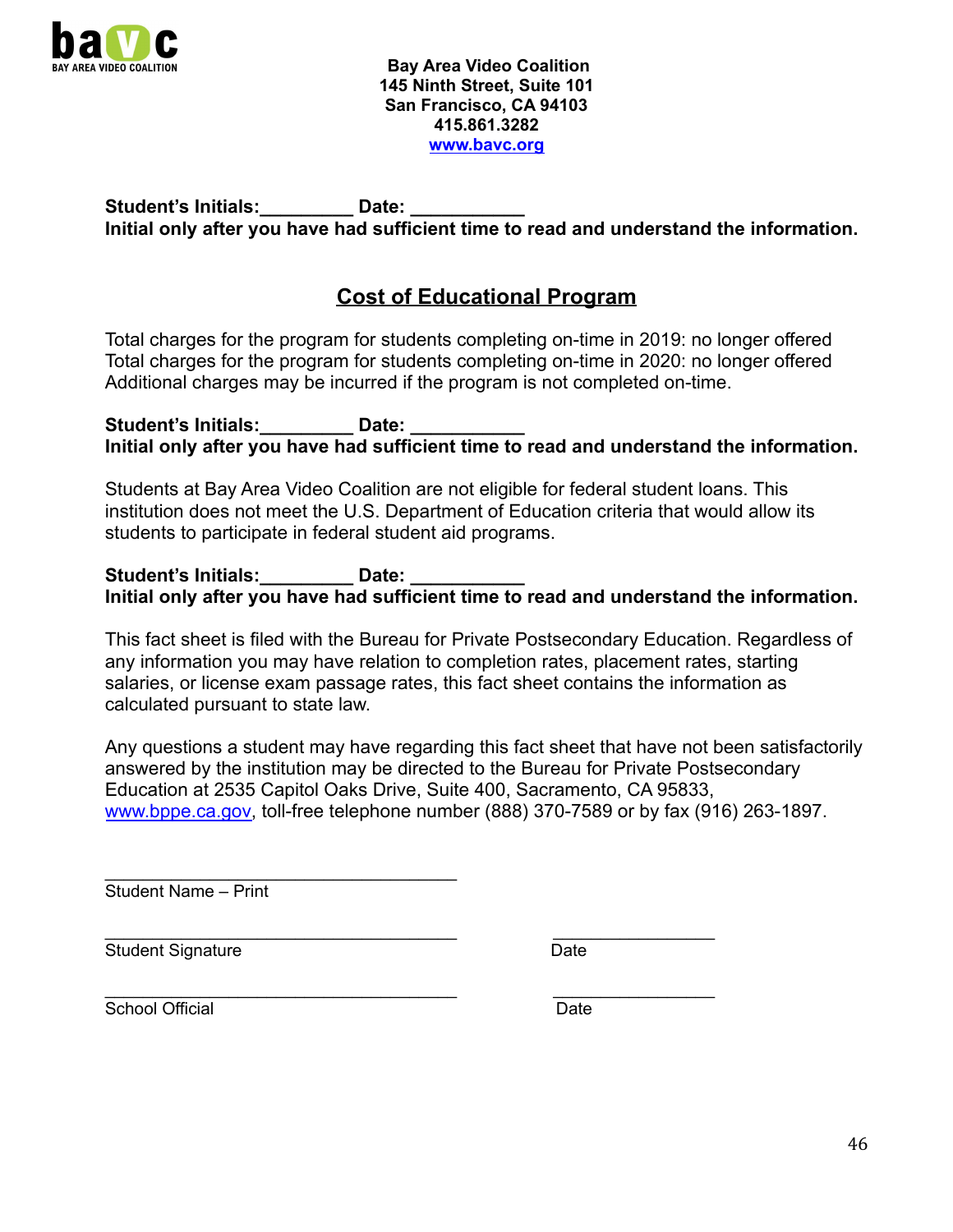**Bay Area Video Coalition**
**145 Ninth Street, Suite 101**
**San Francisco, CA 94103**
**415.861.3282**
**[www.bavc.org](http://www.bavc.org)**

**Student's Initials:_________ Date: ___________**
**Initial only after you have had sufficient time to read and understand the information.**

## Cost of Educational Program

Total charges for the program for students completing on-time in 2019: no longer offered
Total charges for the program for students completing on-time in 2020: no longer offered
Additional charges may be incurred if the program is not completed on-time.

**Student's Initials:_________ Date: ___________**
**Initial only after you have had sufficient time to read and understand the information.**

Students at Bay Area Video Coalition are not eligible for federal student loans. This institution does not meet the U.S. Department of Education criteria that would allow its students to participate in federal student aid programs.

**Student's Initials:_________ Date: ___________**
**Initial only after you have had sufficient time to read and understand the information.**

This fact sheet is filed with the Bureau for Private Postsecondary Education. Regardless of any information you may have relation to completion rates, placement rates, starting salaries, or license exam passage rates, this fact sheet contains the information as calculated pursuant to state law.

Any questions a student may have regarding this fact sheet that have not been satisfactorily answered by the institution may be directed to the Bureau for Private Postsecondary Education at 2535 Capitol Oaks Drive, Suite 400, Sacramento, CA 95833, [www.bppe.ca.gov](http://www.bppe.ca.gov), toll-free telephone number (888) 370-7589 or by fax (916) 263-1897.

_____________________________________
Student Name – Print

_____________________________________ _________________
Student Signature Date

_____________________________________ _________________
School Official Date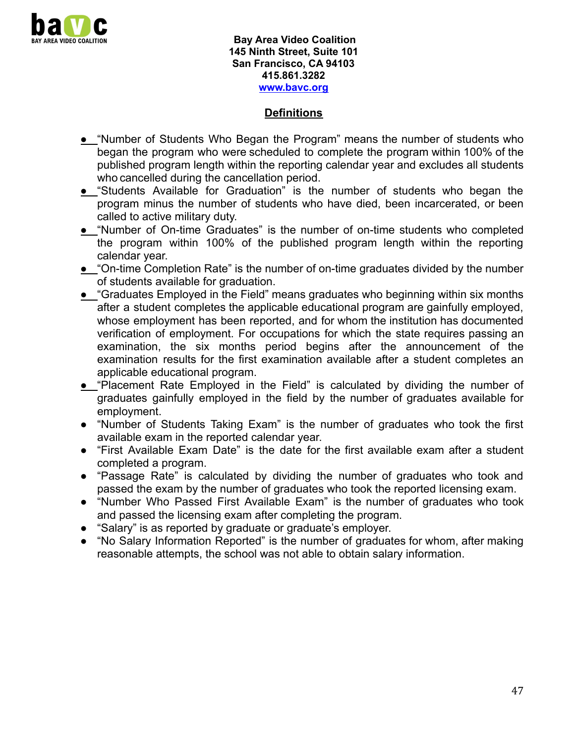Bay Area Video Coalition
145 Ninth Street, Suite 101
San Francisco, CA 94103
415.861.3282
www.bavc.org

## Definitions

- "Number of Students Who Began the Program" means the number of students who began the program who were scheduled to complete the program within 100% of the published program length within the reporting calendar year and excludes all students who cancelled during the cancellation period.
- "Students Available for Graduation" is the number of students who began the program minus the number of students who have died, been incarcerated, or been called to active military duty.
- "Number of On-time Graduates" is the number of on-time students who completed the program within 100% of the published program length within the reporting calendar year.
- "On-time Completion Rate" is the number of on-time graduates divided by the number of students available for graduation.
- "Graduates Employed in the Field" means graduates who beginning within six months after a student completes the applicable educational program are gainfully employed, whose employment has been reported, and for whom the institution has documented verification of employment. For occupations for which the state requires passing an examination, the six months period begins after the announcement of the examination results for the first examination available after a student completes an applicable educational program.
- "Placement Rate Employed in the Field" is calculated by dividing the number of graduates gainfully employed in the field by the number of graduates available for employment.
- "Number of Students Taking Exam" is the number of graduates who took the first available exam in the reported calendar year.
- "First Available Exam Date" is the date for the first available exam after a student completed a program.
- "Passage Rate" is calculated by dividing the number of graduates who took and passed the exam by the number of graduates who took the reported licensing exam.
- "Number Who Passed First Available Exam" is the number of graduates who took and passed the licensing exam after completing the program.
- "Salary" is as reported by graduate or graduate's employer.
- "No Salary Information Reported" is the number of graduates for whom, after making reasonable attempts, the school was not able to obtain salary information.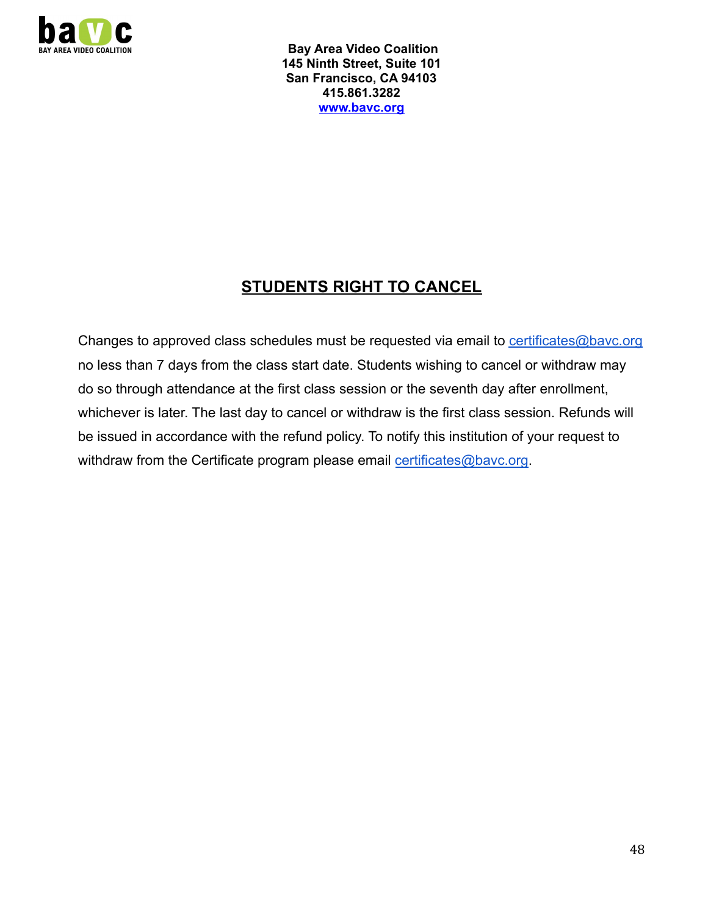**Bay Area Video Coalition**
**145 Ninth Street, Suite 101**
**San Francisco, CA 94103**
**415.861.3282**
**www.bavc.org**

## STUDENTS RIGHT TO CANCEL

Changes to approved class schedules must be requested via email to certificates@bavc.org no less than 7 days from the class start date. Students wishing to cancel or withdraw may do so through attendance at the first class session or the seventh day after enrollment, whichever is later. The last day to cancel or withdraw is the first class session. Refunds will be issued in accordance with the refund policy. To notify this institution of your request to withdraw from the Certificate program please email certificates@bavc.org.